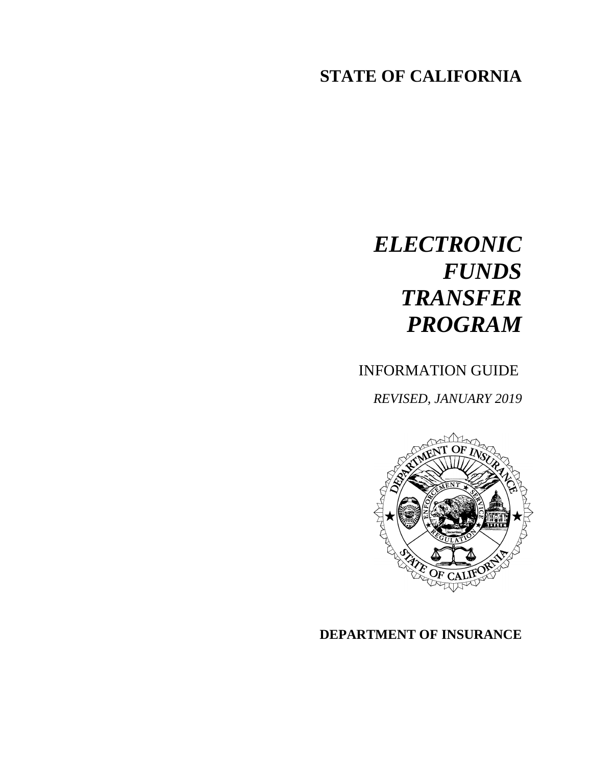**STATE OF CALIFORNIA**

# *ELECTRONIC FUNDS TRANSFER PROGRAM*

INFORMATION GUIDE

*REVISED, JANUARY 2019*

**DEPARTMENT OF INSURANCE**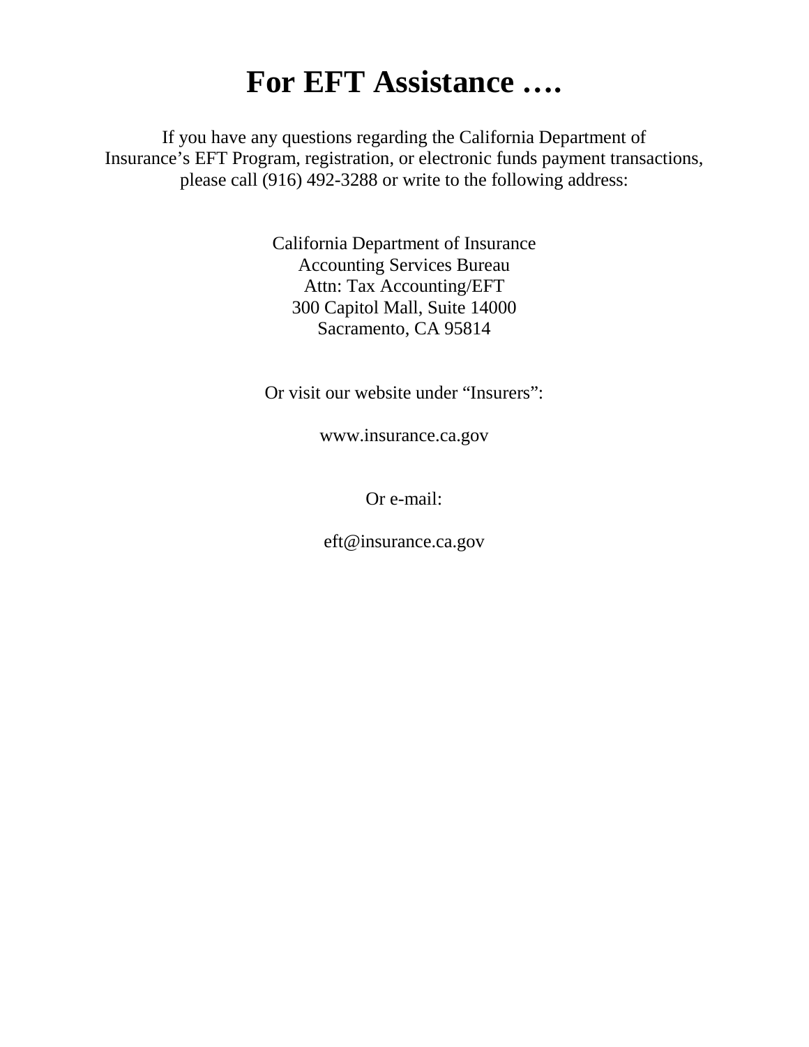# For EFT Assistance ….

If you have any questions regarding the California Department of Insurance's EFT Program, registration, or electronic funds payment transactions, please call (916) 492-3288 or write to the following address:

California Department of Insurance  
Accounting Services Bureau  
Attn: Tax Accounting/EFT  
300 Capitol Mall, Suite 14000  
Sacramento, CA 95814

Or visit our website under "Insurers":

www.insurance.ca.gov

Or e-mail:

eft@insurance.ca.gov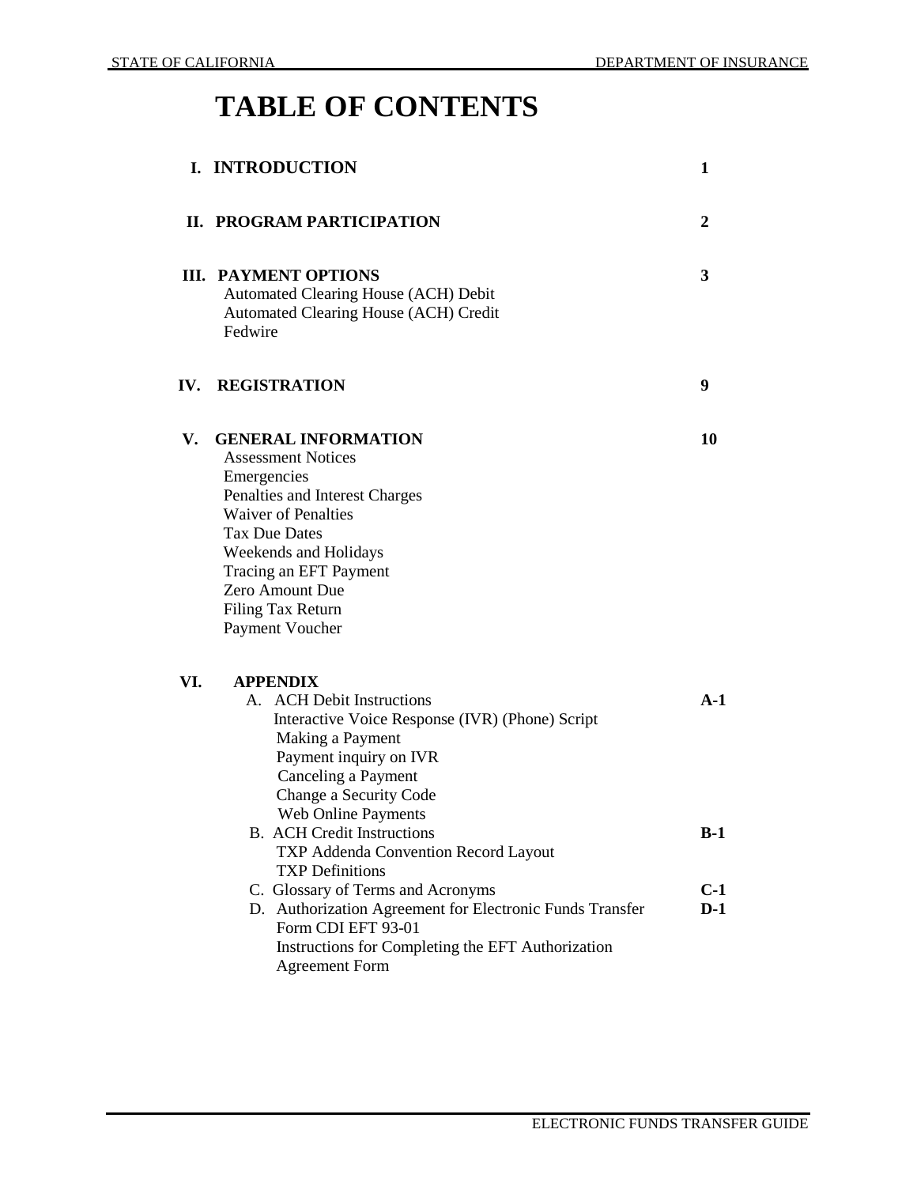# TABLE OF CONTENTS

| | |
|---|---|
| **I. INTRODUCTION** | **1** |
| **II. PROGRAM PARTICIPATION** | **2** |
| **III. PAYMENT OPTIONS** | **3** |
| Automated Clearing House (ACH) Debit | |
| Automated Clearing House (ACH) Credit | |
| Fedwire | |
| **IV. REGISTRATION** | **9** |
| **V. GENERAL INFORMATION** | **10** |
| Assessment Notices | |
| Emergencies | |
| Penalties and Interest Charges | |
| Waiver of Penalties | |
| Tax Due Dates | |
| Weekends and Holidays | |
| Tracing an EFT Payment | |
| Zero Amount Due | |
| Filing Tax Return | |
| Payment Voucher | |
| **VI. APPENDIX** | |
| A. ACH Debit Instructions | **A-1** |
| Interactive Voice Response (IVR) (Phone) Script | |
| Making a Payment | |
| Payment inquiry on IVR | |
| Canceling a Payment | |
| Change a Security Code | |
| Web Online Payments | |
| B. ACH Credit Instructions | **B-1** |
| TXP Addenda Convention Record Layout | |
| TXP Definitions | |
| C. Glossary of Terms and Acronyms | **C-1** |
| D. Authorization Agreement for Electronic Funds Transfer Form CDI EFT 93-01 | **D-1** |
| Instructions for Completing the EFT Authorization Agreement Form | |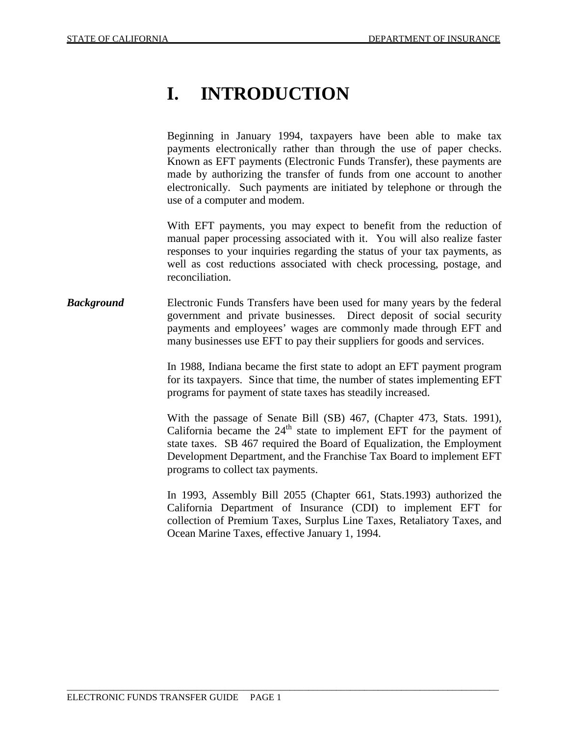# I. INTRODUCTION

Beginning in January 1994, taxpayers have been able to make tax payments electronically rather than through the use of paper checks. Known as EFT payments (Electronic Funds Transfer), these payments are made by authorizing the transfer of funds from one account to another electronically. Such payments are initiated by telephone or through the use of a computer and modem.

With EFT payments, you may expect to benefit from the reduction of manual paper processing associated with it. You will also realize faster responses to your inquiries regarding the status of your tax payments, as well as cost reductions associated with check processing, postage, and reconciliation.

***Background***

Electronic Funds Transfers have been used for many years by the federal government and private businesses. Direct deposit of social security payments and employees' wages are commonly made through EFT and many businesses use EFT to pay their suppliers for goods and services.

In 1988, Indiana became the first state to adopt an EFT payment program for its taxpayers. Since that time, the number of states implementing EFT programs for payment of state taxes has steadily increased.

With the passage of Senate Bill (SB) 467, (Chapter 473, Stats. 1991), California became the 24th state to implement EFT for the payment of state taxes. SB 467 required the Board of Equalization, the Employment Development Department, and the Franchise Tax Board to implement EFT programs to collect tax payments.

In 1993, Assembly Bill 2055 (Chapter 661, Stats.1993) authorized the California Department of Insurance (CDI) to implement EFT for collection of Premium Taxes, Surplus Line Taxes, Retaliatory Taxes, and Ocean Marine Taxes, effective January 1, 1994.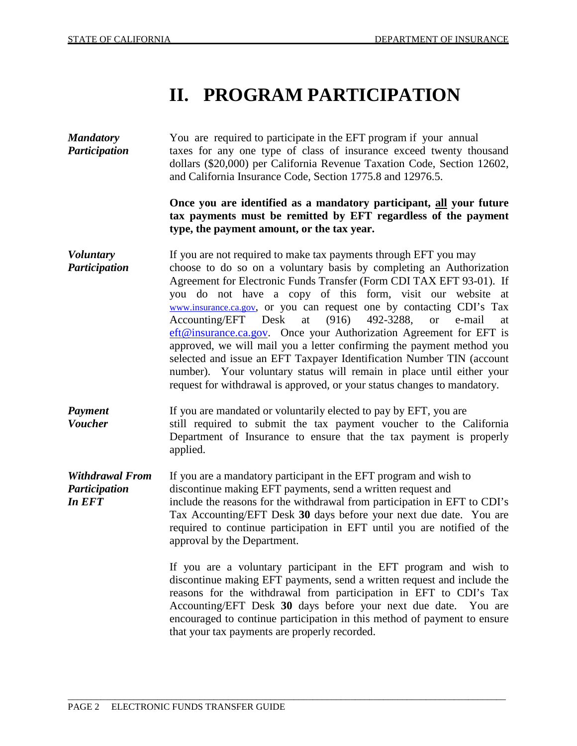# II. PROGRAM PARTICIPATION

***Mandatory Participation***

You are required to participate in the EFT program if your annual taxes for any one type of class of insurance exceed twenty thousand dollars ($20,000) per California Revenue Taxation Code, Section 12602, and California Insurance Code, Section 1775.8 and 12976.5.

**Once you are identified as a mandatory participant, <u>all</u> your future tax payments must be remitted by EFT regardless of the payment type, the payment amount, or the tax year.**

***Voluntary Participation***

If you are not required to make tax payments through EFT you may choose to do so on a voluntary basis by completing an Authorization Agreement for Electronic Funds Transfer (Form CDI TAX EFT 93-01). If you do not have a copy of this form, visit our website at www.insurance.ca.gov, or you can request one by contacting CDI's Tax Accounting/EFT Desk at (916) 492-3288, or e-mail at eft@insurance.ca.gov. Once your Authorization Agreement for EFT is approved, we will mail you a letter confirming the payment method you selected and issue an EFT Taxpayer Identification Number TIN (account number). Your voluntary status will remain in place until either your request for withdrawal is approved, or your status changes to mandatory.

***Payment Voucher***

If you are mandated or voluntarily elected to pay by EFT, you are still required to submit the tax payment voucher to the California Department of Insurance to ensure that the tax payment is properly applied.

***Withdrawal From Participation In EFT***

If you are a mandatory participant in the EFT program and wish to discontinue making EFT payments, send a written request and include the reasons for the withdrawal from participation in EFT to CDI's Tax Accounting/EFT Desk **30** days before your next due date. You are required to continue participation in EFT until you are notified of the approval by the Department.

If you are a voluntary participant in the EFT program and wish to discontinue making EFT payments, send a written request and include the reasons for the withdrawal from participation in EFT to CDI's Tax Accounting/EFT Desk **30** days before your next due date. You are encouraged to continue participation in this method of payment to ensure that your tax payments are properly recorded.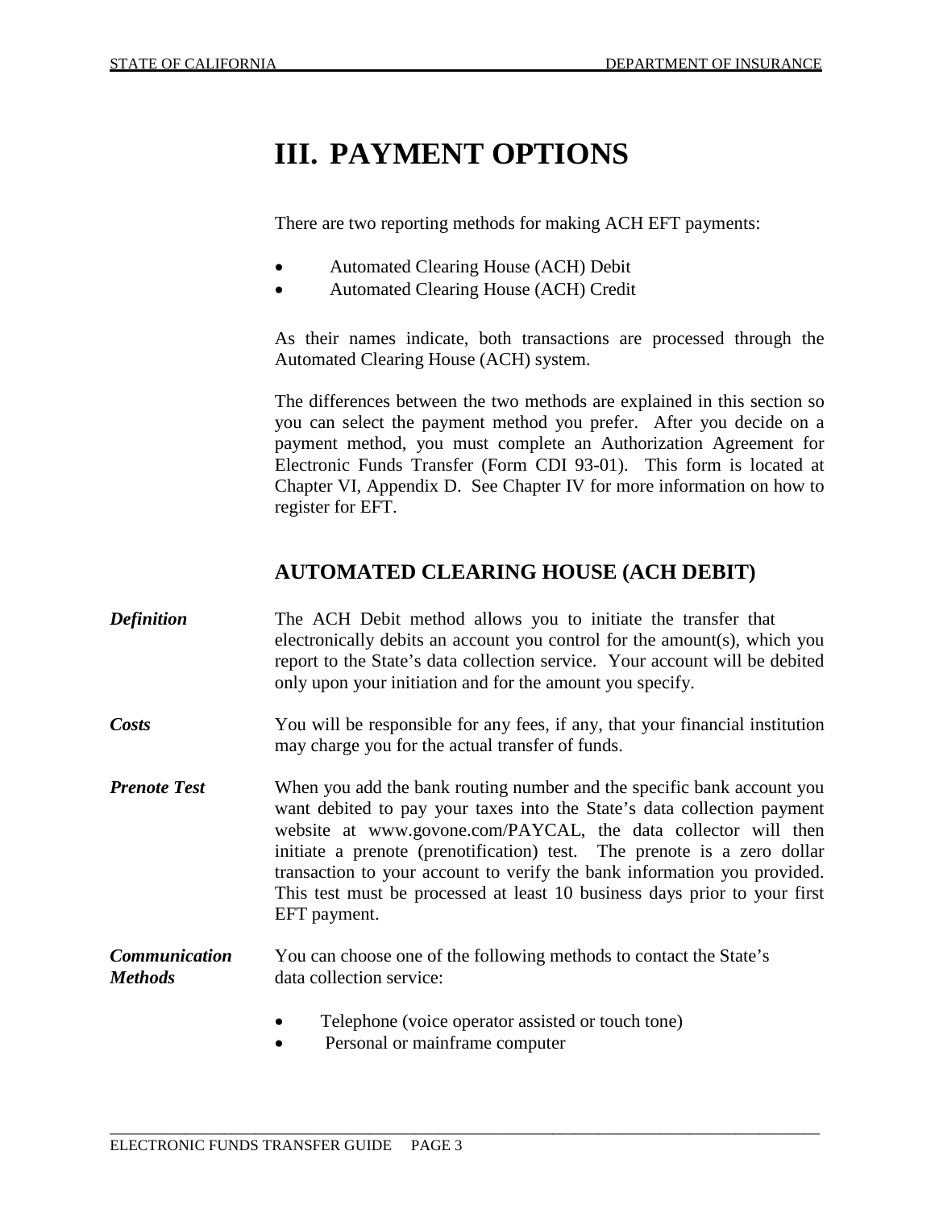# III. PAYMENT OPTIONS

There are two reporting methods for making ACH EFT payments:

- Automated Clearing House (ACH) Debit
- Automated Clearing House (ACH) Credit

As their names indicate, both transactions are processed through the Automated Clearing House (ACH) system.

The differences between the two methods are explained in this section so you can select the payment method you prefer. After you decide on a payment method, you must complete an Authorization Agreement for Electronic Funds Transfer (Form CDI 93-01). This form is located at Chapter VI, Appendix D. See Chapter IV for more information on how to register for EFT.

## AUTOMATED CLEARING HOUSE (ACH DEBIT)

***Definition***

The ACH Debit method allows you to initiate the transfer that electronically debits an account you control for the amount(s), which you report to the State's data collection service. Your account will be debited only upon your initiation and for the amount you specify.

***Costs***

You will be responsible for any fees, if any, that your financial institution may charge you for the actual transfer of funds.

***Prenote Test***

When you add the bank routing number and the specific bank account you want debited to pay your taxes into the State's data collection payment website at www.govone.com/PAYCAL, the data collector will then initiate a prenote (prenotification) test. The prenote is a zero dollar transaction to your account to verify the bank information you provided. This test must be processed at least 10 business days prior to your first EFT payment.

***Communication Methods***

You can choose one of the following methods to contact the State's data collection service:

- Telephone (voice operator assisted or touch tone)
- Personal or mainframe computer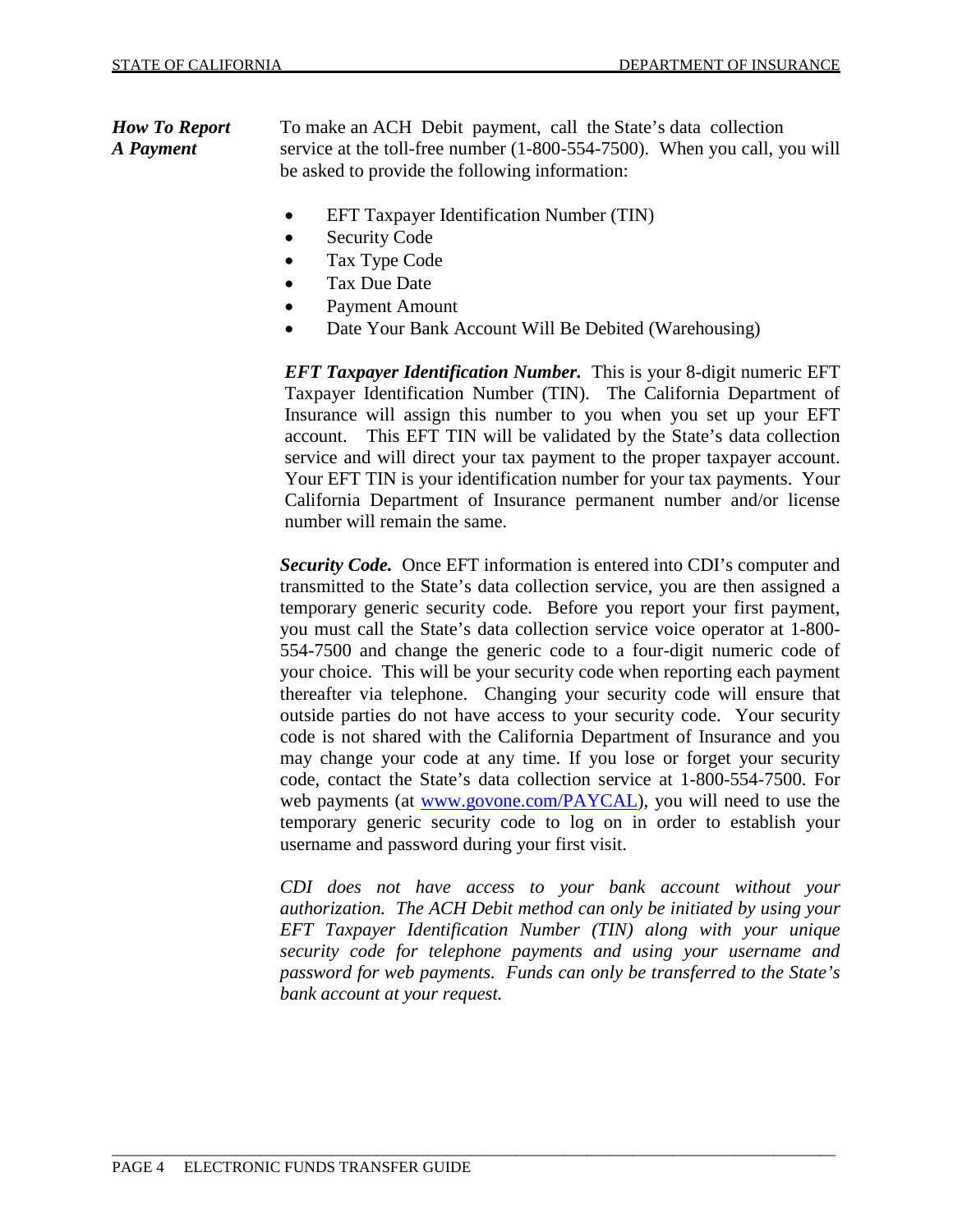### *How To Report A Payment*

To make an ACH Debit payment, call the State's data collection service at the toll-free number (1-800-554-7500). When you call, you will be asked to provide the following information:

- EFT Taxpayer Identification Number (TIN)
- Security Code
- Tax Type Code
- Tax Due Date
- Payment Amount
- Date Your Bank Account Will Be Debited (Warehousing)

***EFT Taxpayer Identification Number.*** This is your 8-digit numeric EFT Taxpayer Identification Number (TIN). The California Department of Insurance will assign this number to you when you set up your EFT account. This EFT TIN will be validated by the State's data collection service and will direct your tax payment to the proper taxpayer account. Your EFT TIN is your identification number for your tax payments. Your California Department of Insurance permanent number and/or license number will remain the same.

***Security Code.*** Once EFT information is entered into CDI's computer and transmitted to the State's data collection service, you are then assigned a temporary generic security code. Before you report your first payment, you must call the State's data collection service voice operator at 1-800-554-7500 and change the generic code to a four-digit numeric code of your choice. This will be your security code when reporting each payment thereafter via telephone. Changing your security code will ensure that outside parties do not have access to your security code. Your security code is not shared with the California Department of Insurance and you may change your code at any time. If you lose or forget your security code, contact the State's data collection service at 1-800-554-7500. For web payments (at [www.govone.com/PAYCAL](www.govone.com/PAYCAL)), you will need to use the temporary generic security code to log on in order to establish your username and password during your first visit.

*CDI does not have access to your bank account without your authorization. The ACH Debit method can only be initiated by using your EFT Taxpayer Identification Number (TIN) along with your unique security code for telephone payments and using your username and password for web payments. Funds can only be transferred to the State's bank account at your request.*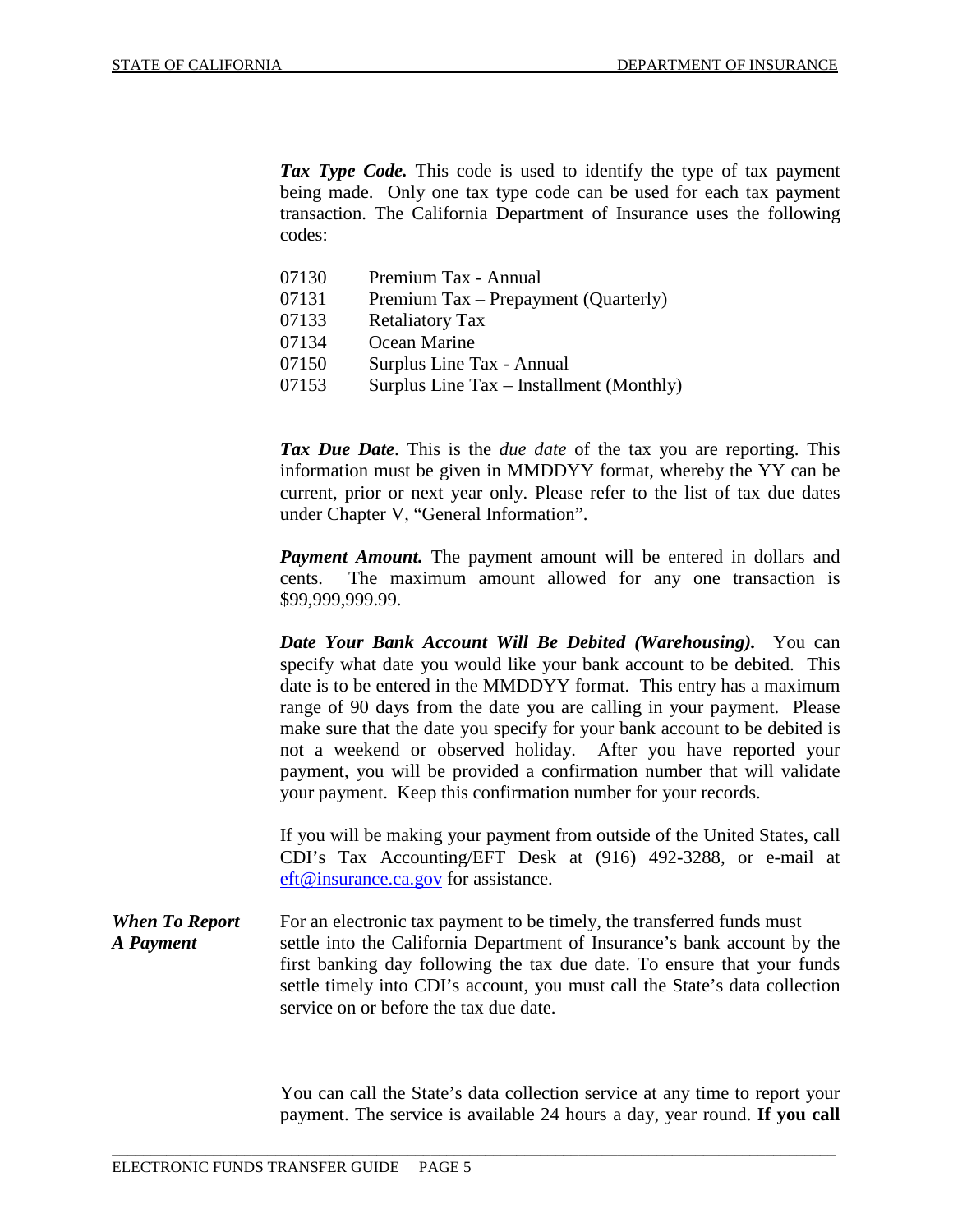***Tax Type Code.*** This code is used to identify the type of tax payment being made. Only one tax type code can be used for each tax payment transaction. The California Department of Insurance uses the following codes:

| | |
|---|---|
| 07130 | Premium Tax - Annual |
| 07131 | Premium Tax – Prepayment (Quarterly) |
| 07133 | Retaliatory Tax |
| 07134 | Ocean Marine |
| 07150 | Surplus Line Tax - Annual |
| 07153 | Surplus Line Tax – Installment (Monthly) |

***Tax Due Date***. This is the *due date* of the tax you are reporting. This information must be given in MMDDYY format, whereby the YY can be current, prior or next year only. Please refer to the list of tax due dates under Chapter V, "General Information".

***Payment Amount.*** The payment amount will be entered in dollars and cents. The maximum amount allowed for any one transaction is $99,999,999.99.

***Date Your Bank Account Will Be Debited (Warehousing).*** You can specify what date you would like your bank account to be debited. This date is to be entered in the MMDDYY format. This entry has a maximum range of 90 days from the date you are calling in your payment. Please make sure that the date you specify for your bank account to be debited is not a weekend or observed holiday. After you have reported your payment, you will be provided a confirmation number that will validate your payment. Keep this confirmation number for your records.

If you will be making your payment from outside of the United States, call CDI's Tax Accounting/EFT Desk at (916) 492-3288, or e-mail at eft@insurance.ca.gov for assistance.

***When To Report A Payment***

For an electronic tax payment to be timely, the transferred funds must settle into the California Department of Insurance's bank account by the first banking day following the tax due date. To ensure that your funds settle timely into CDI's account, you must call the State's data collection service on or before the tax due date.

You can call the State's data collection service at any time to report your payment. The service is available 24 hours a day, year round. **If you call**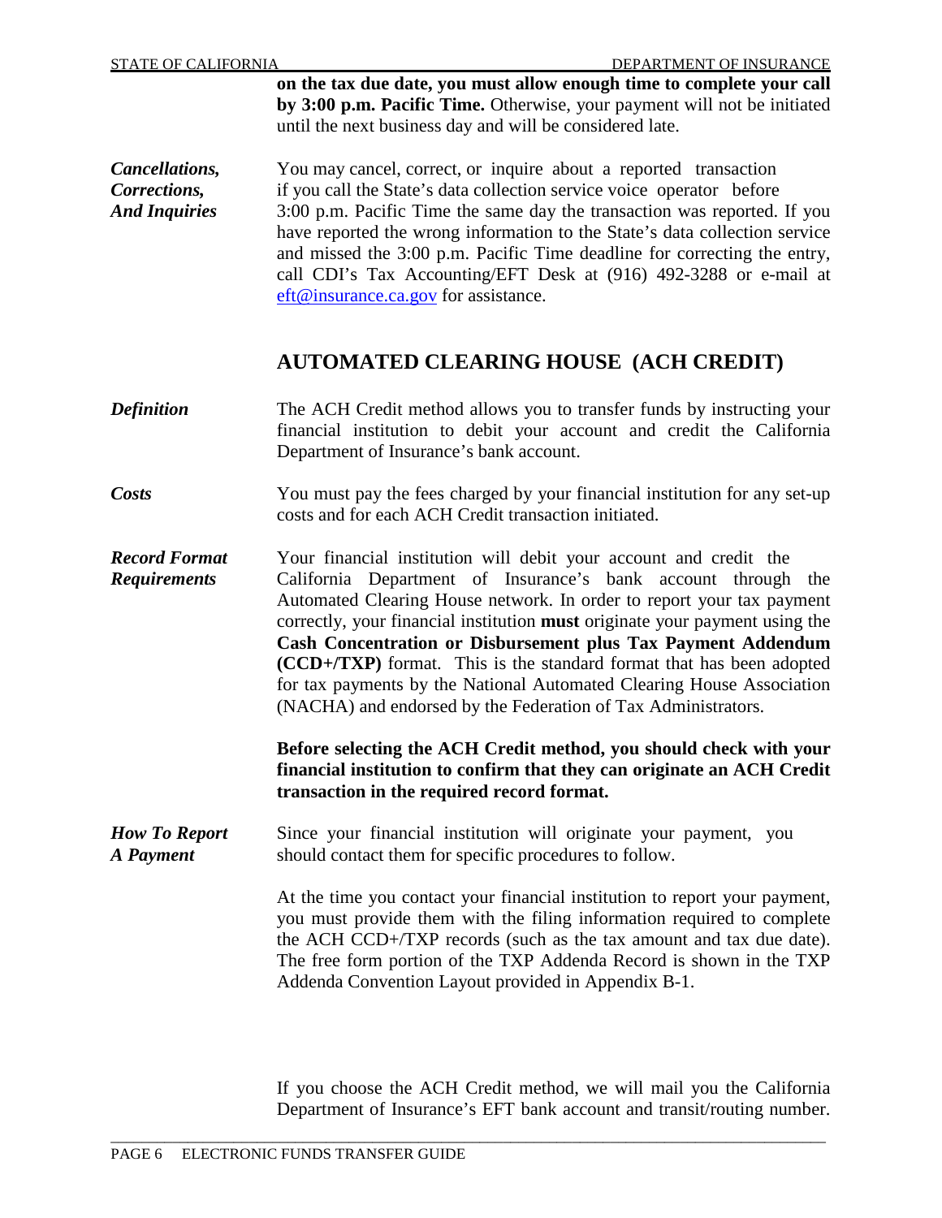**on the tax due date, you must allow enough time to complete your call by 3:00 p.m. Pacific Time.** Otherwise, your payment will not be initiated until the next business day and will be considered late.

***Cancellations, Corrections, And Inquiries***

You may cancel, correct, or inquire about a reported transaction if you call the State's data collection service voice operator before 3:00 p.m. Pacific Time the same day the transaction was reported. If you have reported the wrong information to the State's data collection service and missed the 3:00 p.m. Pacific Time deadline for correcting the entry, call CDI's Tax Accounting/EFT Desk at (916) 492-3288 or e-mail at eft@insurance.ca.gov for assistance.

## AUTOMATED CLEARING HOUSE (ACH CREDIT)

***Definition***

The ACH Credit method allows you to transfer funds by instructing your financial institution to debit your account and credit the California Department of Insurance's bank account.

***Costs***

You must pay the fees charged by your financial institution for any set-up costs and for each ACH Credit transaction initiated.

***Record Format Requirements***

Your financial institution will debit your account and credit the California Department of Insurance's bank account through the Automated Clearing House network. In order to report your tax payment correctly, your financial institution **must** originate your payment using the **Cash Concentration or Disbursement plus Tax Payment Addendum (CCD+/TXP)** format. This is the standard format that has been adopted for tax payments by the National Automated Clearing House Association (NACHA) and endorsed by the Federation of Tax Administrators.

**Before selecting the ACH Credit method, you should check with your financial institution to confirm that they can originate an ACH Credit transaction in the required record format.**

***How To Report A Payment***

Since your financial institution will originate your payment, you should contact them for specific procedures to follow.

At the time you contact your financial institution to report your payment, you must provide them with the filing information required to complete the ACH CCD+/TXP records (such as the tax amount and tax due date). The free form portion of the TXP Addenda Record is shown in the TXP Addenda Convention Layout provided in Appendix B-1.

If you choose the ACH Credit method, we will mail you the California Department of Insurance's EFT bank account and transit/routing number.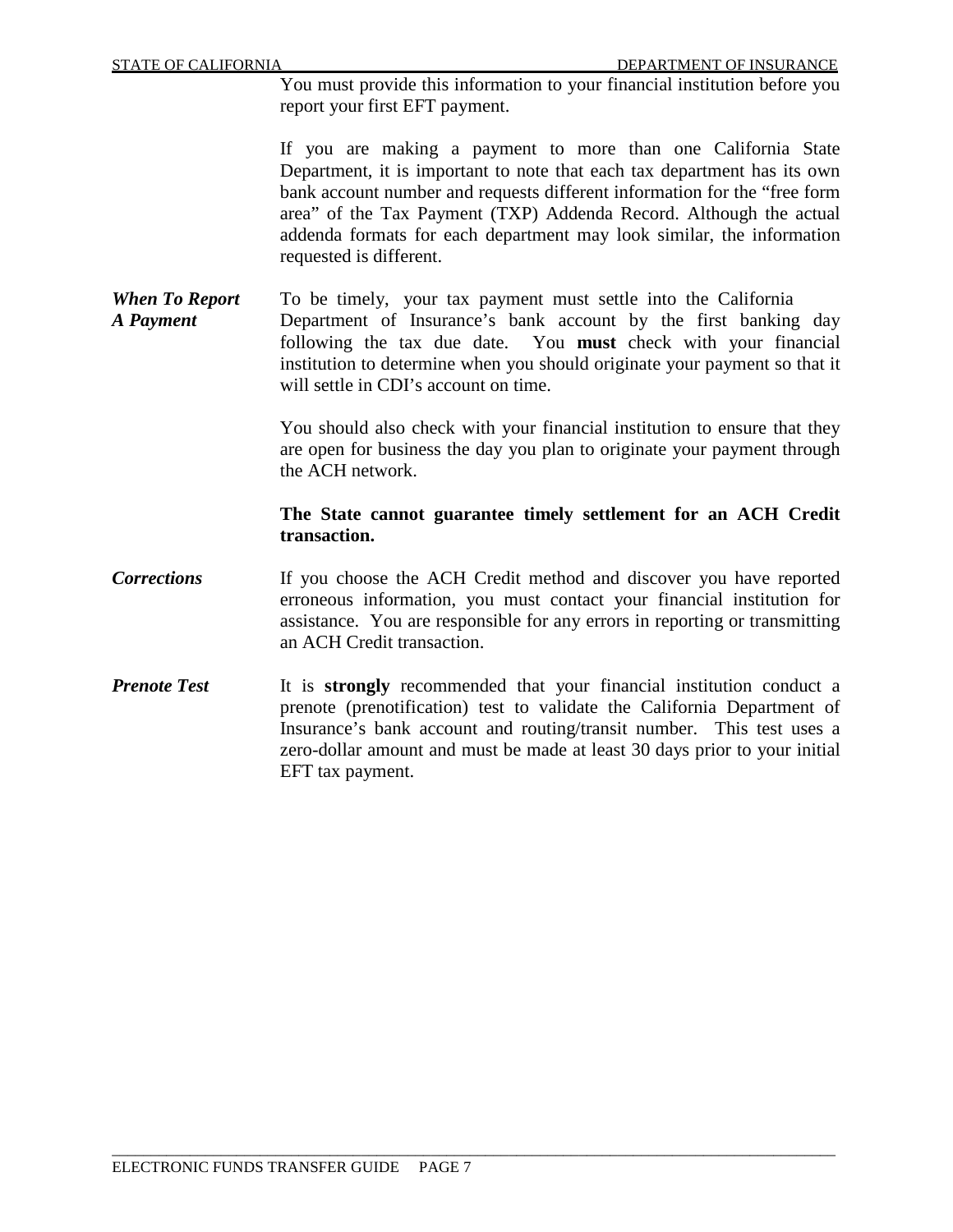You must provide this information to your financial institution before you report your first EFT payment.

If you are making a payment to more than one California State Department, it is important to note that each tax department has its own bank account number and requests different information for the "free form area" of the Tax Payment (TXP) Addenda Record. Although the actual addenda formats for each department may look similar, the information requested is different.

***When To Report A Payment***

To be timely, your tax payment must settle into the California Department of Insurance's bank account by the first banking day following the tax due date. You **must** check with your financial institution to determine when you should originate your payment so that it will settle in CDI's account on time.

You should also check with your financial institution to ensure that they are open for business the day you plan to originate your payment through the ACH network.

**The State cannot guarantee timely settlement for an ACH Credit transaction.**

***Corrections***

If you choose the ACH Credit method and discover you have reported erroneous information, you must contact your financial institution for assistance. You are responsible for any errors in reporting or transmitting an ACH Credit transaction.

***Prenote Test***

It is **strongly** recommended that your financial institution conduct a prenote (prenotification) test to validate the California Department of Insurance's bank account and routing/transit number. This test uses a zero-dollar amount and must be made at least 30 days prior to your initial EFT tax payment.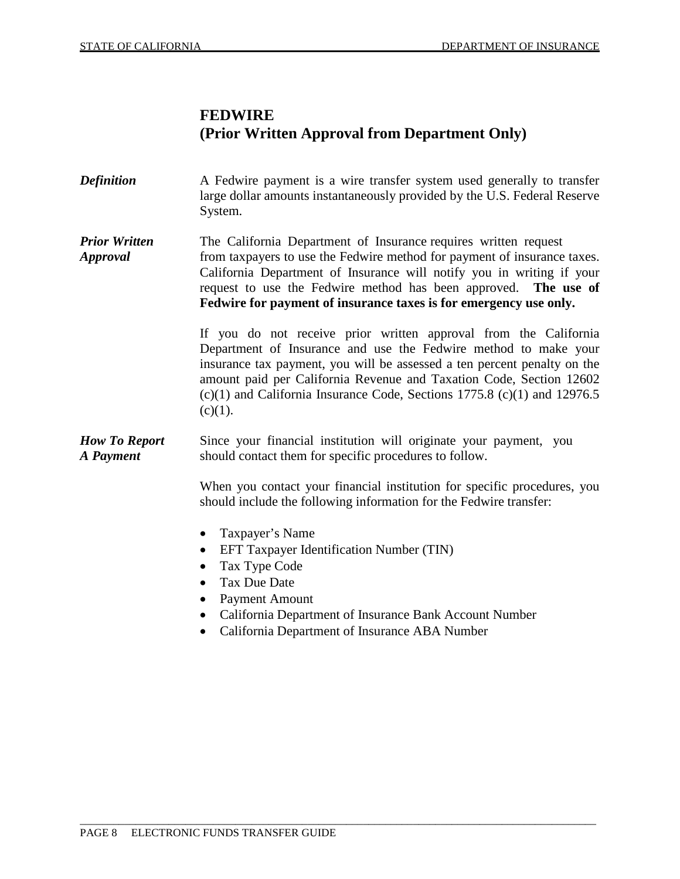## FEDWIRE
## (Prior Written Approval from Department Only)

***Definition***

A Fedwire payment is a wire transfer system used generally to transfer large dollar amounts instantaneously provided by the U.S. Federal Reserve System.

***Prior Written Approval***

The California Department of Insurance requires written request from taxpayers to use the Fedwire method for payment of insurance taxes. California Department of Insurance will notify you in writing if your request to use the Fedwire method has been approved. **The use of Fedwire for payment of insurance taxes is for emergency use only.**

If you do not receive prior written approval from the California Department of Insurance and use the Fedwire method to make your insurance tax payment, you will be assessed a ten percent penalty on the amount paid per California Revenue and Taxation Code, Section 12602 (c)(1) and California Insurance Code, Sections 1775.8 (c)(1) and 12976.5 (c)(1).

***How To Report A Payment***

Since your financial institution will originate your payment, you should contact them for specific procedures to follow.

When you contact your financial institution for specific procedures, you should include the following information for the Fedwire transfer:

- Taxpayer's Name
- EFT Taxpayer Identification Number (TIN)
- Tax Type Code
- Tax Due Date
- Payment Amount
- California Department of Insurance Bank Account Number
- California Department of Insurance ABA Number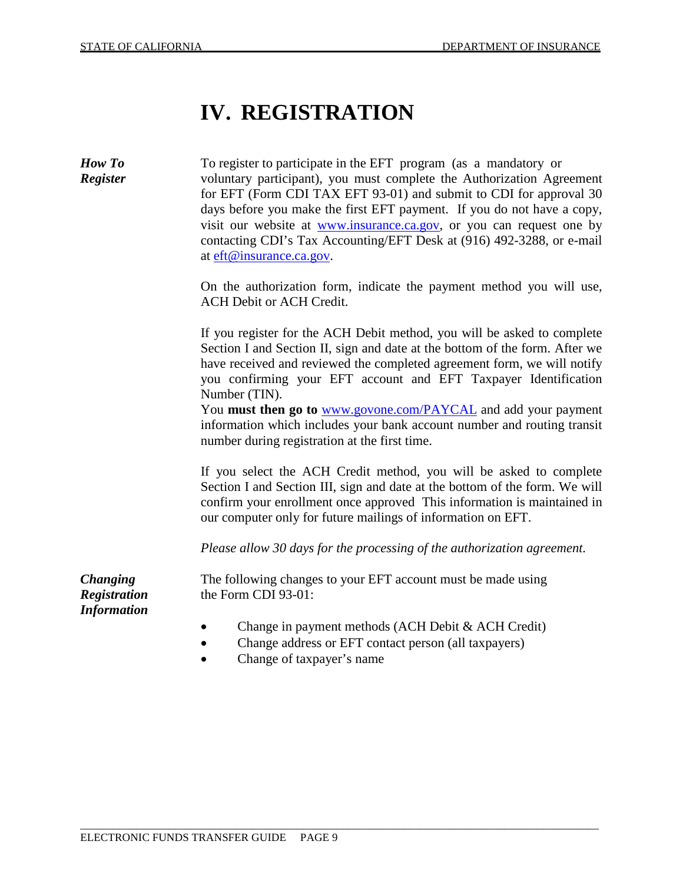# IV. REGISTRATION

***How To Register***

To register to participate in the EFT program (as a mandatory or voluntary participant), you must complete the Authorization Agreement for EFT (Form CDI TAX EFT 93-01) and submit to CDI for approval 30 days before you make the first EFT payment. If you do not have a copy, visit our website at www.insurance.ca.gov, or you can request one by contacting CDI's Tax Accounting/EFT Desk at (916) 492-3288, or e-mail at eft@insurance.ca.gov.

On the authorization form, indicate the payment method you will use, ACH Debit or ACH Credit.

If you register for the ACH Debit method, you will be asked to complete Section I and Section II, sign and date at the bottom of the form. After we have received and reviewed the completed agreement form, we will notify you confirming your EFT account and EFT Taxpayer Identification Number (TIN).
You **must then go to** www.govone.com/PAYCAL and add your payment information which includes your bank account number and routing transit number during registration at the first time.

If you select the ACH Credit method, you will be asked to complete Section I and Section III, sign and date at the bottom of the form. We will confirm your enrollment once approved This information is maintained in our computer only for future mailings of information on EFT.

*Please allow 30 days for the processing of the authorization agreement.*

***Changing Registration Information***

The following changes to your EFT account must be made using the Form CDI 93-01:

- Change in payment methods (ACH Debit & ACH Credit)
- Change address or EFT contact person (all taxpayers)
- Change of taxpayer's name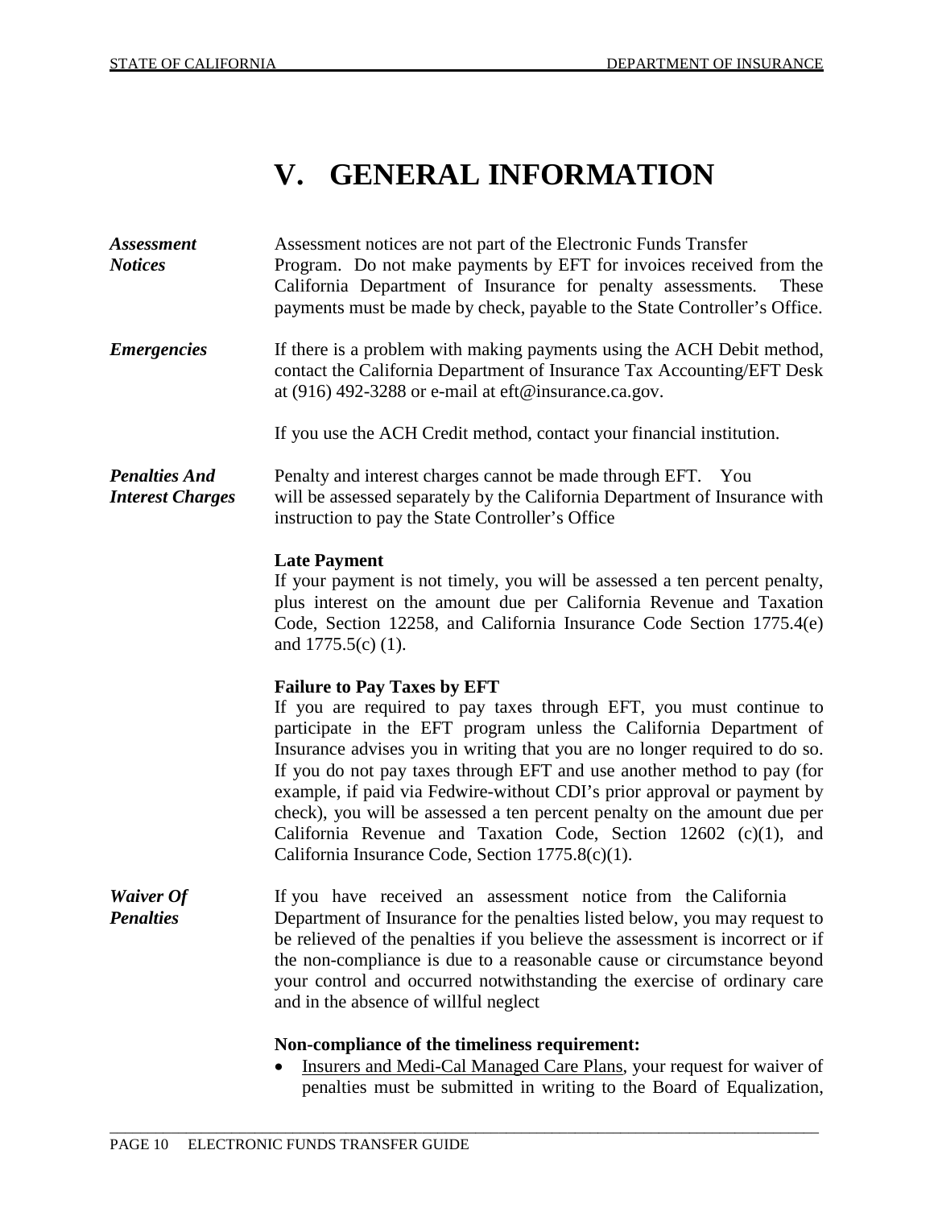# V. GENERAL INFORMATION

***Assessment Notices***

Assessment notices are not part of the Electronic Funds Transfer Program. Do not make payments by EFT for invoices received from the California Department of Insurance for penalty assessments. These payments must be made by check, payable to the State Controller's Office.

***Emergencies***

If there is a problem with making payments using the ACH Debit method, contact the California Department of Insurance Tax Accounting/EFT Desk at (916) 492-3288 or e-mail at eft@insurance.ca.gov.

If you use the ACH Credit method, contact your financial institution.

***Penalties And Interest Charges***

Penalty and interest charges cannot be made through EFT. You will be assessed separately by the California Department of Insurance with instruction to pay the State Controller's Office

**Late Payment**

If your payment is not timely, you will be assessed a ten percent penalty, plus interest on the amount due per California Revenue and Taxation Code, Section 12258, and California Insurance Code Section 1775.4(e) and 1775.5(c) (1).

**Failure to Pay Taxes by EFT**

If you are required to pay taxes through EFT, you must continue to participate in the EFT program unless the California Department of Insurance advises you in writing that you are no longer required to do so. If you do not pay taxes through EFT and use another method to pay (for example, if paid via Fedwire-without CDI's prior approval or payment by check), you will be assessed a ten percent penalty on the amount due per California Revenue and Taxation Code, Section 12602 (c)(1), and California Insurance Code, Section 1775.8(c)(1).

***Waiver Of Penalties***

If you have received an assessment notice from the California Department of Insurance for the penalties listed below, you may request to be relieved of the penalties if you believe the assessment is incorrect or if the non-compliance is due to a reasonable cause or circumstance beyond your control and occurred notwithstanding the exercise of ordinary care and in the absence of willful neglect

**Non-compliance of the timeliness requirement:**

- Insurers and Medi-Cal Managed Care Plans, your request for waiver of penalties must be submitted in writing to the Board of Equalization,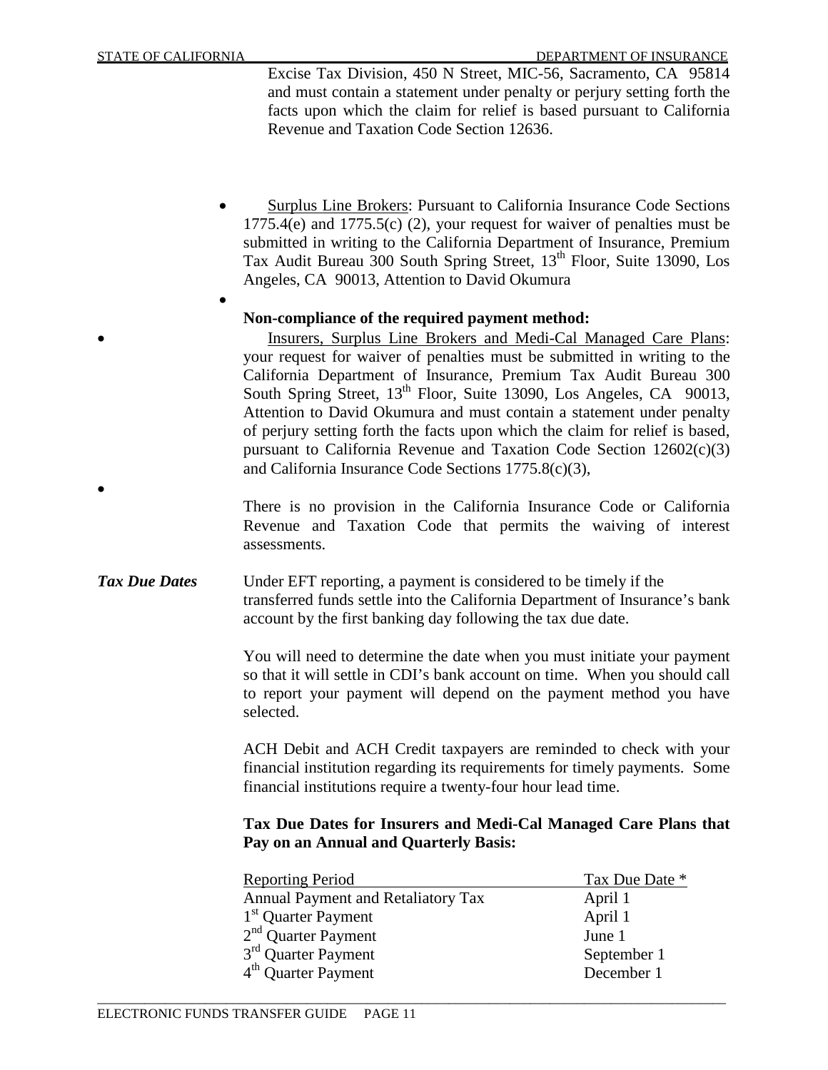Excise Tax Division, 450 N Street, MIC-56, Sacramento, CA 95814 and must contain a statement under penalty or perjury setting forth the facts upon which the claim for relief is based pursuant to California Revenue and Taxation Code Section 12636.

- Surplus Line Brokers: Pursuant to California Insurance Code Sections 1775.4(e) and 1775.5(c) (2), your request for waiver of penalties must be submitted in writing to the California Department of Insurance, Premium Tax Audit Bureau 300 South Spring Street, 13th Floor, Suite 13090, Los Angeles, CA 90013, Attention to David Okumura

**Non-compliance of the required payment method:**

- Insurers, Surplus Line Brokers and Medi-Cal Managed Care Plans: your request for waiver of penalties must be submitted in writing to the California Department of Insurance, Premium Tax Audit Bureau 300 South Spring Street, 13th Floor, Suite 13090, Los Angeles, CA 90013, Attention to David Okumura and must contain a statement under penalty of perjury setting forth the facts upon which the claim for relief is based, pursuant to California Revenue and Taxation Code Section 12602(c)(3) and California Insurance Code Sections 1775.8(c)(3),

There is no provision in the California Insurance Code or California Revenue and Taxation Code that permits the waiving of interest assessments.

***Tax Due Dates***

Under EFT reporting, a payment is considered to be timely if the transferred funds settle into the California Department of Insurance's bank account by the first banking day following the tax due date.

You will need to determine the date when you must initiate your payment so that it will settle in CDI's bank account on time. When you should call to report your payment will depend on the payment method you have selected.

ACH Debit and ACH Credit taxpayers are reminded to check with your financial institution regarding its requirements for timely payments. Some financial institutions require a twenty-four hour lead time.

**Tax Due Dates for Insurers and Medi-Cal Managed Care Plans that Pay on an Annual and Quarterly Basis:**

| Reporting Period | Tax Due Date * |
|---|---|
| Annual Payment and Retaliatory Tax | April 1 |
| 1st Quarter Payment | April 1 |
| 2nd Quarter Payment | June 1 |
| 3rd Quarter Payment | September 1 |
| 4th Quarter Payment | December 1 |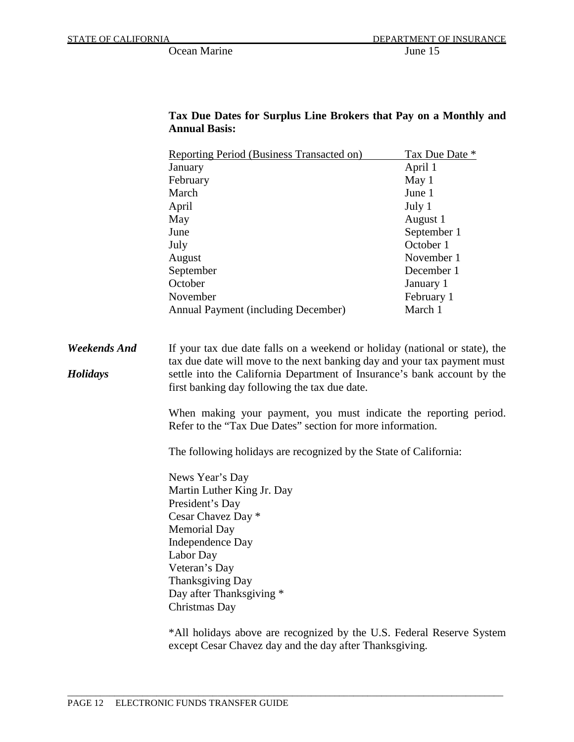Ocean Marine June 15

**Tax Due Dates for Surplus Line Brokers that Pay on a Monthly and Annual Basis:**

| Reporting Period (Business Transacted on) | Tax Due Date * |
|---|---|
| January | April 1 |
| February | May 1 |
| March | June 1 |
| April | July 1 |
| May | August 1 |
| June | September 1 |
| July | October 1 |
| August | November 1 |
| September | December 1 |
| October | January 1 |
| November | February 1 |
| Annual Payment (including December) | March 1 |

***Weekends And Holidays***

If your tax due date falls on a weekend or holiday (national or state), the tax due date will move to the next banking day and your tax payment must settle into the California Department of Insurance's bank account by the first banking day following the tax due date.

When making your payment, you must indicate the reporting period. Refer to the "Tax Due Dates" section for more information.

The following holidays are recognized by the State of California:

News Year's Day
Martin Luther King Jr. Day
President's Day
Cesar Chavez Day *
Memorial Day
Independence Day
Labor Day
Veteran's Day
Thanksgiving Day
Day after Thanksgiving *
Christmas Day

*All holidays above are recognized by the U.S. Federal Reserve System except Cesar Chavez day and the day after Thanksgiving.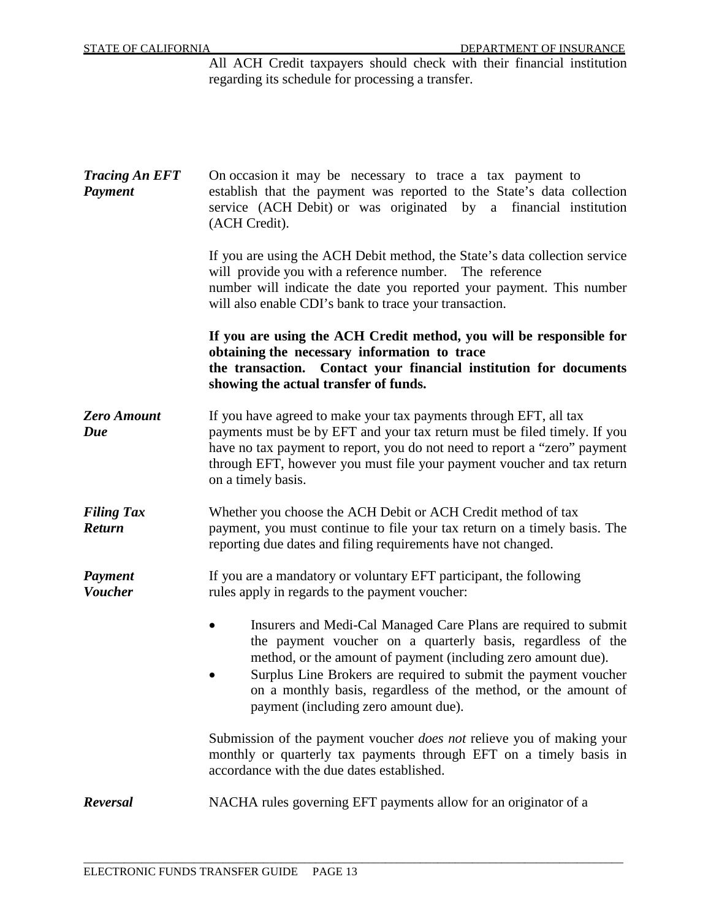All ACH Credit taxpayers should check with their financial institution regarding its schedule for processing a transfer.

***Tracing An EFT Payment***

On occasion it may be necessary to trace a tax payment to establish that the payment was reported to the State's data collection service (ACH Debit) or was originated by a financial institution (ACH Credit).

If you are using the ACH Debit method, the State's data collection service will provide you with a reference number. The reference number will indicate the date you reported your payment. This number will also enable CDI's bank to trace your transaction.

**If you are using the ACH Credit method, you will be responsible for obtaining the necessary information to trace the transaction. Contact your financial institution for documents showing the actual transfer of funds.**

***Zero Amount Due***

If you have agreed to make your tax payments through EFT, all tax payments must be by EFT and your tax return must be filed timely. If you have no tax payment to report, you do not need to report a "zero" payment through EFT, however you must file your payment voucher and tax return on a timely basis.

***Filing Tax Return***

Whether you choose the ACH Debit or ACH Credit method of tax payment, you must continue to file your tax return on a timely basis. The reporting due dates and filing requirements have not changed.

***Payment Voucher***

If you are a mandatory or voluntary EFT participant, the following rules apply in regards to the payment voucher:

- Insurers and Medi-Cal Managed Care Plans are required to submit the payment voucher on a quarterly basis, regardless of the method, or the amount of payment (including zero amount due).
- Surplus Line Brokers are required to submit the payment voucher on a monthly basis, regardless of the method, or the amount of payment (including zero amount due).

Submission of the payment voucher *does not* relieve you of making your monthly or quarterly tax payments through EFT on a timely basis in accordance with the due dates established.

***Reversal***

NACHA rules governing EFT payments allow for an originator of a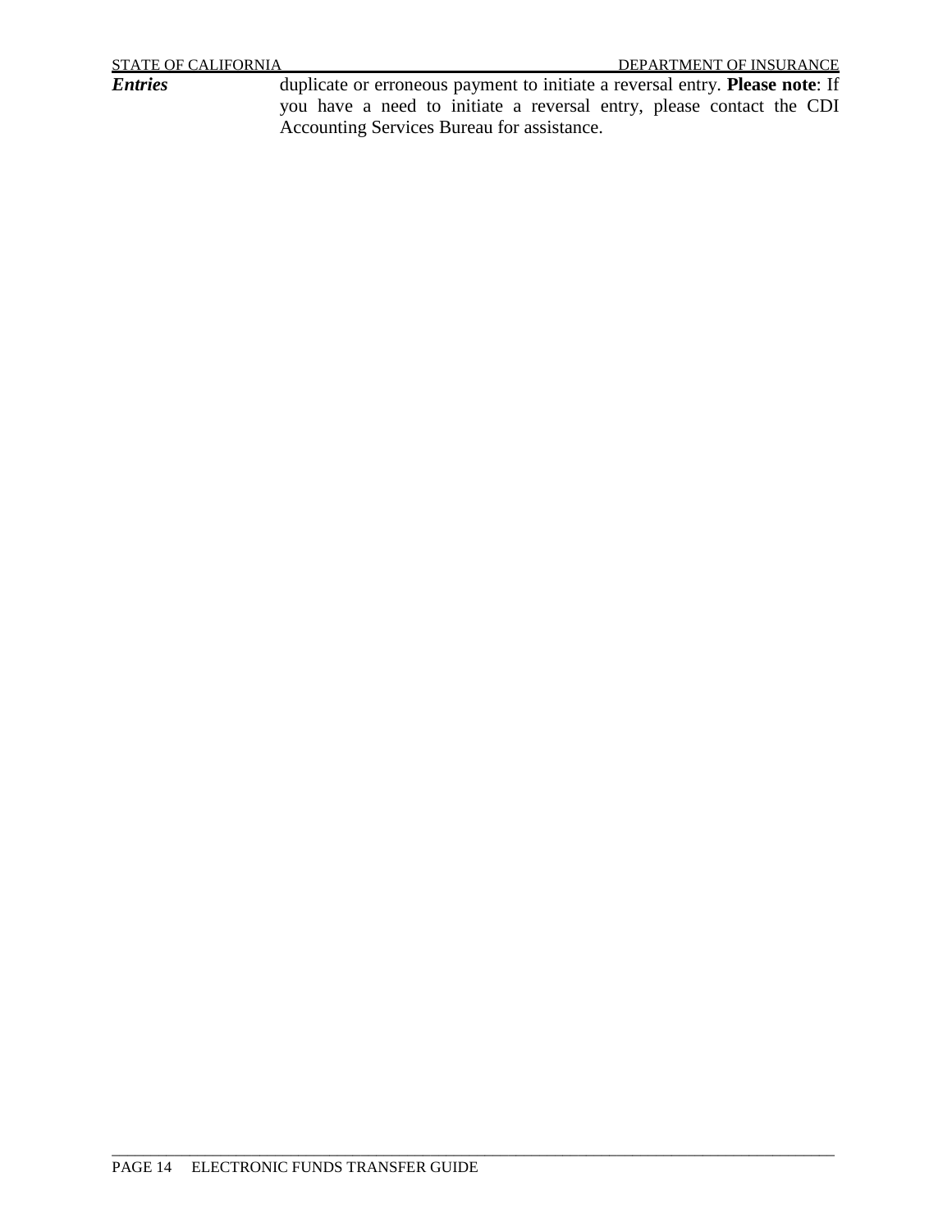***Entries*** duplicate or erroneous payment to initiate a reversal entry. **Please note**: If you have a need to initiate a reversal entry, please contact the CDI Accounting Services Bureau for assistance.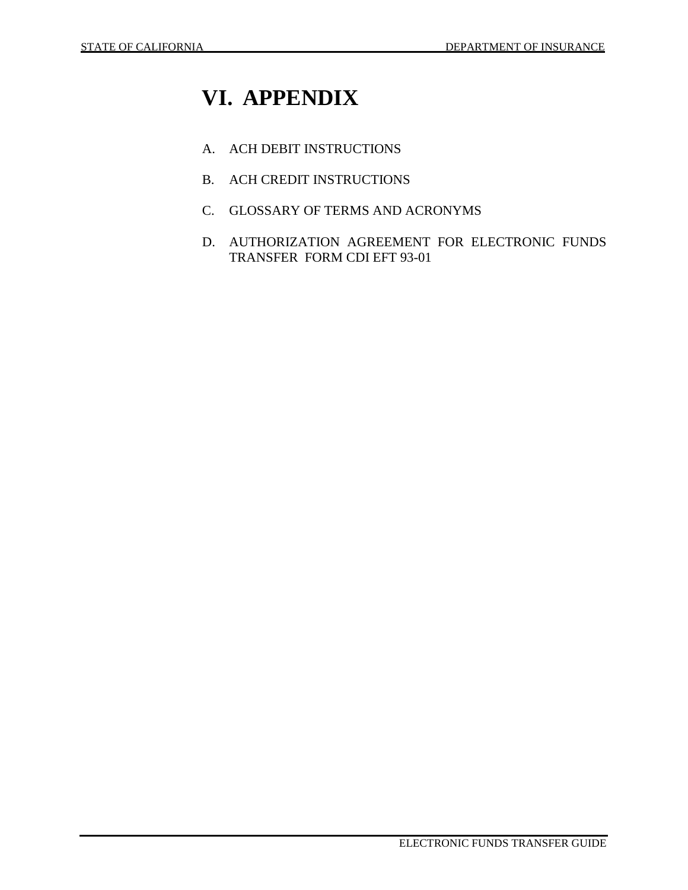# VI. APPENDIX

A. ACH DEBIT INSTRUCTIONS

B. ACH CREDIT INSTRUCTIONS

C. GLOSSARY OF TERMS AND ACRONYMS

D. AUTHORIZATION AGREEMENT FOR ELECTRONIC FUNDS TRANSFER FORM CDI EFT 93-01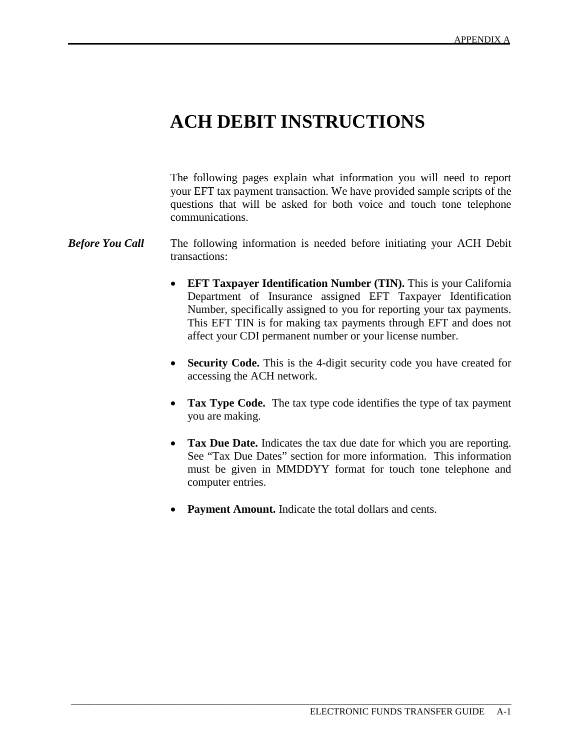# ACH DEBIT INSTRUCTIONS

The following pages explain what information you will need to report your EFT tax payment transaction. We have provided sample scripts of the questions that will be asked for both voice and touch tone telephone communications.

***Before You Call***

The following information is needed before initiating your ACH Debit transactions:

- **EFT Taxpayer Identification Number (TIN).** This is your California Department of Insurance assigned EFT Taxpayer Identification Number, specifically assigned to you for reporting your tax payments. This EFT TIN is for making tax payments through EFT and does not affect your CDI permanent number or your license number.

- **Security Code.** This is the 4-digit security code you have created for accessing the ACH network.

- **Tax Type Code.** The tax type code identifies the type of tax payment you are making.

- **Tax Due Date.** Indicates the tax due date for which you are reporting. See "Tax Due Dates" section for more information. This information must be given in MMDDYY format for touch tone telephone and computer entries.

- **Payment Amount.** Indicate the total dollars and cents.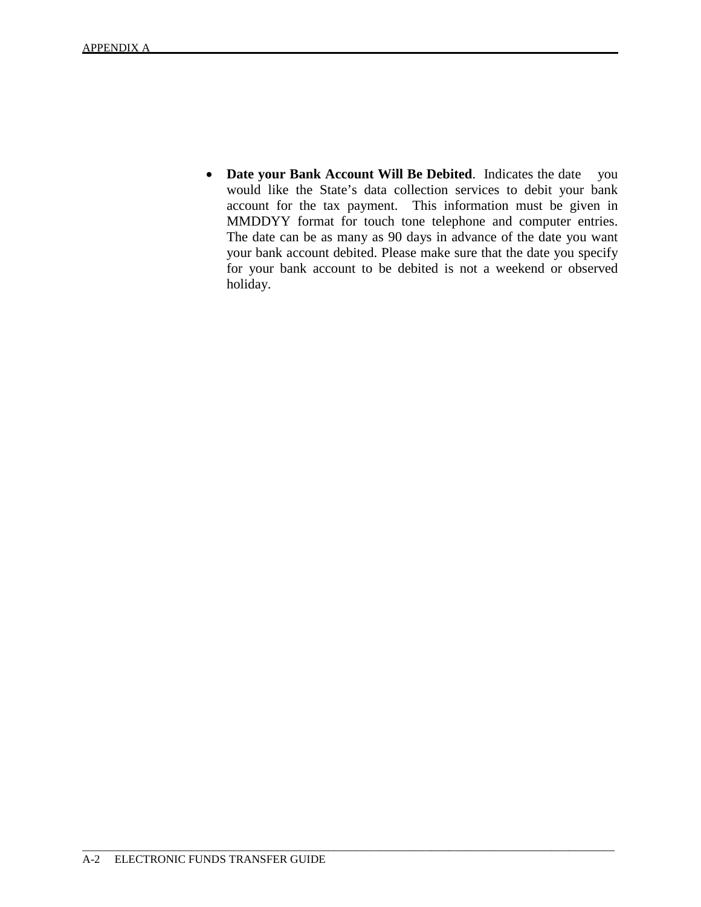- **Date your Bank Account Will Be Debited**. Indicates the date you would like the State's data collection services to debit your bank account for the tax payment. This information must be given in MMDDYY format for touch tone telephone and computer entries. The date can be as many as 90 days in advance of the date you want your bank account debited. Please make sure that the date you specify for your bank account to be debited is not a weekend or observed holiday.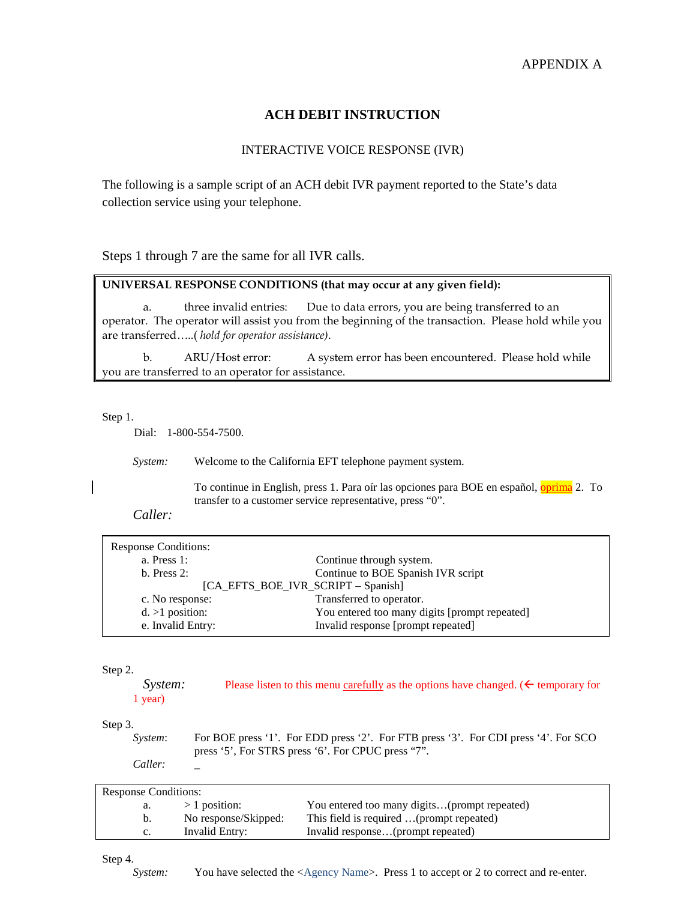APPENDIX A

## ACH DEBIT INSTRUCTION

INTERACTIVE VOICE RESPONSE (IVR)

The following is a sample script of an ACH debit IVR payment reported to the State's data collection service using your telephone.

Steps 1 through 7 are the same for all IVR calls.

| **UNIVERSAL RESPONSE CONDITIONS (that may occur at any given field):** |
|---|
| a. three invalid entries: Due to data errors, you are being transferred to an operator. The operator will assist you from the beginning of the transaction. Please hold while you are transferred…..( *hold for operator assistance)*. |
| b. ARU/Host error: A system error has been encountered. Please hold while you are transferred to an operator for assistance. |

Step 1.

Dial: 1-800-554-7500.

*System:* Welcome to the California EFT telephone payment system.

To continue in English, press 1. Para oír las opciones para BOE en español, oprima 2. To transfer to a customer service representative, press "0".

*Caller:*

| Response Conditions: | |
|---|---|
| a. Press 1: | Continue through system. |
| b. Press 2: | Continue to BOE Spanish IVR script [CA_EFTS_BOE_IVR_SCRIPT – Spanish] |
| c. No response: | Transferred to operator. |
| d. >1 position: | You entered too many digits [prompt repeated] |
| e. Invalid Entry: | Invalid response [prompt repeated] |

Step 2.

*System:* Please listen to this menu carefully as the options have changed. (← temporary for 1 year)

Step 3.

*System*: For BOE press '1'. For EDD press '2'. For FTB press '3'. For CDI press '4'. For SCO press '5', For STRS press '6'. For CPUC press "7".

*Caller:* _

| Response Conditions: | | |
|---|---|---|
| a. | > 1 position: | You entered too many digits…(prompt repeated) |
| b. | No response/Skipped: | This field is required …(prompt repeated) |
| c. | Invalid Entry: | Invalid response…(prompt repeated) |

Step 4.

*System:* You have selected the <Agency Name>. Press 1 to accept or 2 to correct and re-enter.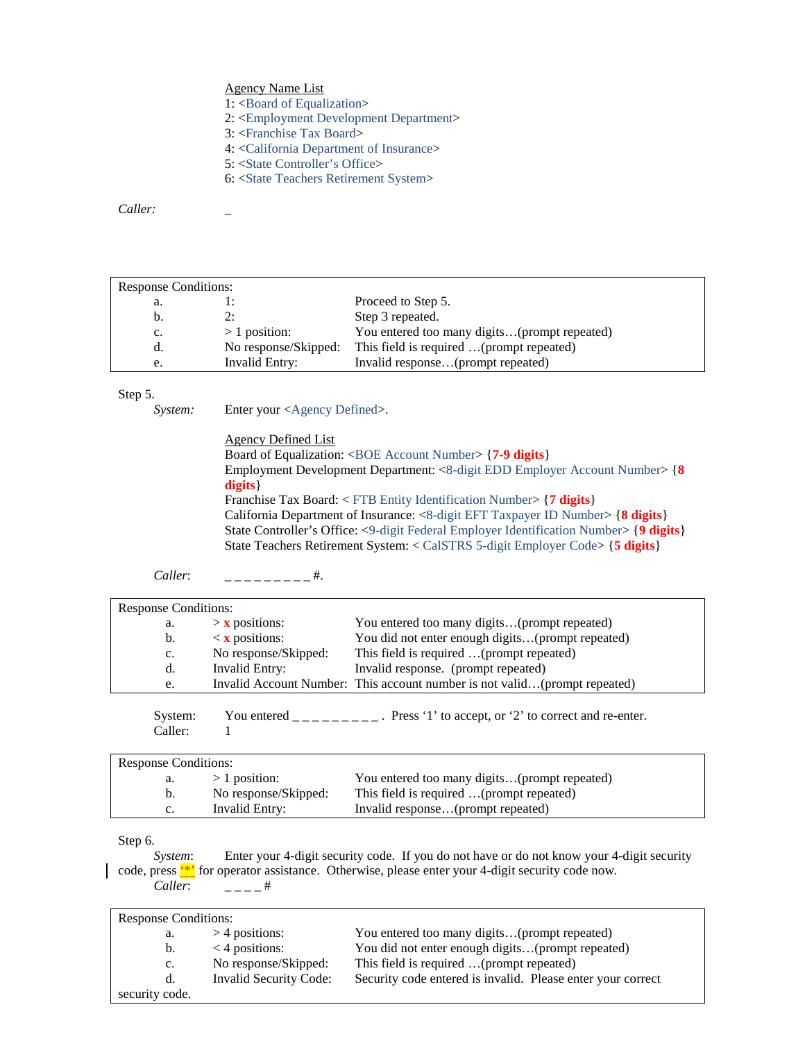Agency Name List
1: <Board of Equalization>
2: <Employment Development Department>
3: <Franchise Tax Board>
4: <California Department of Insurance>
5: <State Controller's Office>
6: <State Teachers Retirement System>

*Caller:* _

| Response Conditions: | | |
|---|---|---|
| a. | 1: | Proceed to Step 5. |
| b. | 2: | Step 3 repeated. |
| c. | > 1 position: | You entered too many digits…(prompt repeated) |
| d. | No response/Skipped: | This field is required …(prompt repeated) |
| e. | Invalid Entry: | Invalid response…(prompt repeated) |

Step 5.

*System:* Enter your <Agency Defined>.

Agency Defined List
Board of Equalization: <BOE Account Number> {**7-9 digits**}
Employment Development Department: <8-digit EDD Employer Account Number> {**8 digits**}
Franchise Tax Board: < FTB Entity Identification Number> {**7 digits**}
California Department of Insurance: <8-digit EFT Taxpayer ID Number> {**8 digits**}
State Controller's Office: <9-digit Federal Employer Identification Number> {**9 digits**}
State Teachers Retirement System: < CalSTRS 5-digit Employer Code> {**5 digits**}

*Caller*: _ _ _ _ _ _ _ _ _ #.

| Response Conditions: | | |
|---|---|---|
| a. | > **x** positions: | You entered too many digits…(prompt repeated) |
| b. | < **x** positions: | You did not enter enough digits…(prompt repeated) |
| c. | No response/Skipped: | This field is required …(prompt repeated) |
| d. | Invalid Entry: | Invalid response. (prompt repeated) |
| e. | Invalid Account Number: | This account number is not valid…(prompt repeated) |

System: You entered _ _ _ _ _ _ _ _ _ . Press '1' to accept, or '2' to correct and re-enter.
Caller: 1

| Response Conditions: | | |
|---|---|---|
| a. | > 1 position: | You entered too many digits…(prompt repeated) |
| b. | No response/Skipped: | This field is required …(prompt repeated) |
| c. | Invalid Entry: | Invalid response…(prompt repeated) |

Step 6.

*System*: Enter your 4-digit security code. If you do not have or do not know your 4-digit security code, press '*' for operator assistance. Otherwise, please enter your 4-digit security code now.
*Caller*: _ _ _ _ #

| Response Conditions: | | |
|---|---|---|
| a. | > 4 positions: | You entered too many digits…(prompt repeated) |
| b. | < 4 positions: | You did not enter enough digits…(prompt repeated) |
| c. | No response/Skipped: | This field is required …(prompt repeated) |
| d. | Invalid Security Code: | Security code entered is invalid. Please enter your correct security code. |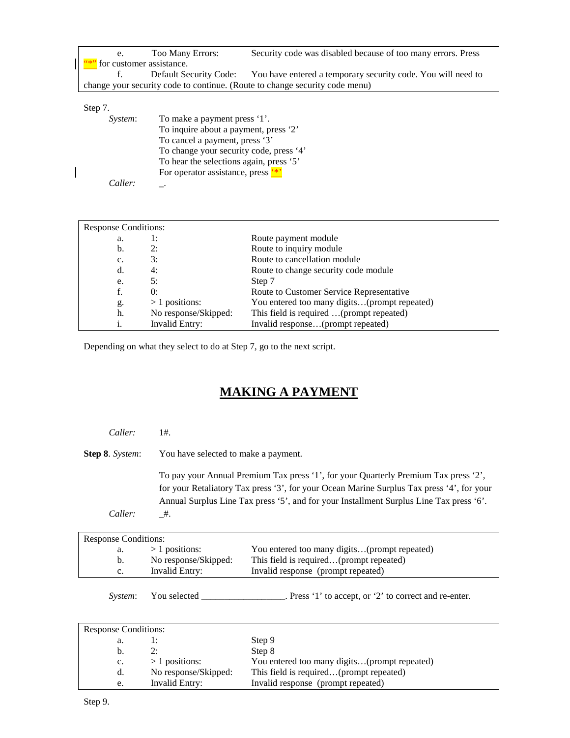| | | |
|---|---|---|
| e. | Too Many Errors: | Security code was disabled because of too many errors. Press "*" for customer assistance. |
| f. | Default Security Code: | You have entered a temporary security code. You will need to change your security code to continue. (Route to change security code menu) |

Step 7.

*System*: To make a payment press '1'.
To inquire about a payment, press '2'
To cancel a payment, press '3'
To change your security code, press '4'
To hear the selections again, press '5'
For operator assistance, press '*'

*Caller*: _.

| Response Conditions: | | |
|---|---|---|
| a. | 1: | Route payment module |
| b. | 2: | Route to inquiry module |
| c. | 3: | Route to cancellation module |
| d. | 4: | Route to change security code module |
| e. | 5: | Step 7 |
| f. | 0: | Route to Customer Service Representative |
| g. | > 1 positions: | You entered too many digits…(prompt repeated) |
| h. | No response/Skipped: | This field is required …(prompt repeated) |
| i. | Invalid Entry: | Invalid response…(prompt repeated) |

Depending on what they select to do at Step 7, go to the next script.

## MAKING A PAYMENT

*Caller:* 1#.

**Step 8**. *System*: You have selected to make a payment.

To pay your Annual Premium Tax press '1', for your Quarterly Premium Tax press '2', for your Retaliatory Tax press '3', for your Ocean Marine Surplus Tax press '4', for your Annual Surplus Line Tax press '5', and for your Installment Surplus Line Tax press '6'.

*Caller:* _#.

| Response Conditions: | | |
|---|---|---|
| a. | > 1 positions: | You entered too many digits…(prompt repeated) |
| b. | No response/Skipped: | This field is required…(prompt repeated) |
| c. | Invalid Entry: | Invalid response (prompt repeated) |

*System*: You selected _________________. Press '1' to accept, or '2' to correct and re-enter.

| Response Conditions: | | |
|---|---|---|
| a. | 1: | Step 9 |
| b. | 2: | Step 8 |
| c. | > 1 positions: | You entered too many digits…(prompt repeated) |
| d. | No response/Skipped: | This field is required…(prompt repeated) |
| e. | Invalid Entry: | Invalid response (prompt repeated) |

Step 9.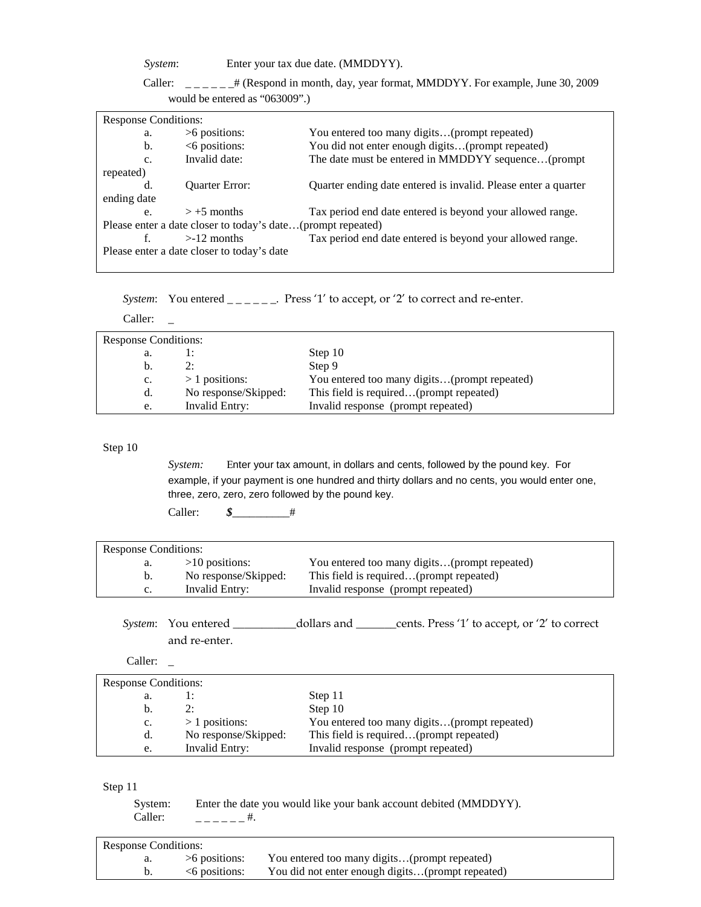*System*: Enter your tax due date. (MMDDYY).

Caller: _ _ _ _ _ _# (Respond in month, day, year format, MMDDYY. For example, June 30, 2009 would be entered as “063009”.)

| Response Conditions: | | |
|---|---|---|
| a. | >6 positions: | You entered too many digits…(prompt repeated) |
| b. | <6 positions: | You did not enter enough digits…(prompt repeated) |
| c. | Invalid date: | The date must be entered in MMDDYY sequence…(prompt repeated) |
| d. | Quarter Error: | Quarter ending date entered is invalid. Please enter a quarter ending date |
| e. | > +5 months | Tax period end date entered is beyond your allowed range. Please enter a date closer to today’s date…(prompt repeated) |
| f. | >-12 months | Tax period end date entered is beyond your allowed range. Please enter a date closer to today’s date |

*System*: You entered _ _ _ _ _ _. Press ‘1’ to accept, or ‘2’ to correct and re-enter.

Caller: _

| Response Conditions: | | |
|---|---|---|
| a. | 1: | Step 10 |
| b. | 2: | Step 9 |
| c. | > 1 positions: | You entered too many digits…(prompt repeated) |
| d. | No response/Skipped: | This field is required…(prompt repeated) |
| e. | Invalid Entry: | Invalid response (prompt repeated) |

Step 10

*System:* Enter your tax amount, in dollars and cents, followed by the pound key. For example, if your payment is one hundred and thirty dollars and no cents, you would enter one, three, zero, zero, zero followed by the pound key.

Caller: ***$***__________#

| Response Conditions: | | |
|---|---|---|
| a. | >10 positions: | You entered too many digits…(prompt repeated) |
| b. | No response/Skipped: | This field is required…(prompt repeated) |
| c. | Invalid Entry: | Invalid response (prompt repeated) |

*System*: You entered ___________dollars and _______cents. Press ‘1’ to accept, or ‘2’ to correct and re-enter.

Caller: _

| Response Conditions: | | |
|---|---|---|
| a. | 1: | Step 11 |
| b. | 2: | Step 10 |
| c. | > 1 positions: | You entered too many digits…(prompt repeated) |
| d. | No response/Skipped: | This field is required…(prompt repeated) |
| e. | Invalid Entry: | Invalid response (prompt repeated) |

Step 11

System: Enter the date you would like your bank account debited (MMDDYY).
Caller: _ _ _ _ _ _ #.

| Response Conditions: | | |
|---|---|---|
| a. | >6 positions: | You entered too many digits…(prompt repeated) |
| b. | <6 positions: | You did not enter enough digits…(prompt repeated) |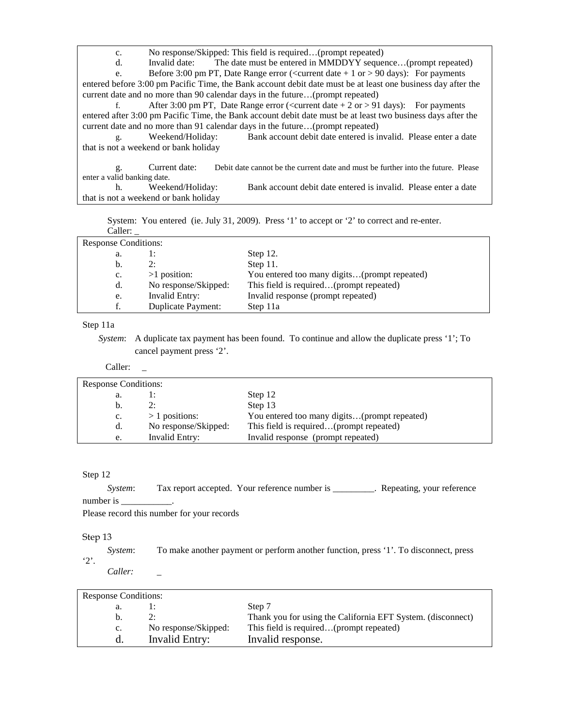| | | |
|---|---|---|
| c. | No response/Skipped: This field is required…(prompt repeated) | |
| d. | Invalid date: | The date must be entered in MMDDYY sequence…(prompt repeated) |
| e. | Before 3:00 pm PT, Date Range error (<current date + 1 or > 90 days): For payments entered before 3:00 pm Pacific Time, the Bank account debit date must be at least one business day after the current date and no more than 90 calendar days in the future…(prompt repeated) | |
| f. | After 3:00 pm PT, Date Range error (<current date + 2 or > 91 days): For payments entered after 3:00 pm Pacific Time, the Bank account debit date must be at least two business days after the current date and no more than 91 calendar days in the future…(prompt repeated) | |
| g. | Weekend/Holiday: | Bank account debit date entered is invalid. Please enter a date that is not a weekend or bank holiday |
| g. | Current date: | Debit date cannot be the current date and must be further into the future. Please enter a valid banking date. |
| h. | Weekend/Holiday: | Bank account debit date entered is invalid. Please enter a date that is not a weekend or bank holiday |

System: You entered (ie. July 31, 2009). Press '1' to accept or '2' to correct and re-enter.
Caller: _

| Response Conditions: | | |
|---|---|---|
| a. | 1: | Step 12. |
| b. | 2: | Step 11. |
| c. | >1 position: | You entered too many digits…(prompt repeated) |
| d. | No response/Skipped: | This field is required…(prompt repeated) |
| e. | Invalid Entry: | Invalid response (prompt repeated) |
| f. | Duplicate Payment: | Step 11a |

Step 11a

*System*: A duplicate tax payment has been found. To continue and allow the duplicate press '1'; To cancel payment press '2'.

Caller: _

| Response Conditions: | | |
|---|---|---|
| a. | 1: | Step 12 |
| b. | 2: | Step 13 |
| c. | > 1 positions: | You entered too many digits…(prompt repeated) |
| d. | No response/Skipped: | This field is required…(prompt repeated) |
| e. | Invalid Entry: | Invalid response (prompt repeated) |

Step 12

*System*: Tax report accepted. Your reference number is _________. Repeating, your reference number is ___________.
Please record this number for your records

Step 13

*System*: To make another payment or perform another function, press '1'. To disconnect, press '2'.

*Caller:* _

| Response Conditions: | | |
|---|---|---|
| a. | 1: | Step 7 |
| b. | 2: | Thank you for using the California EFT System. (disconnect) |
| c. | No response/Skipped: | This field is required…(prompt repeated) |
| d. | Invalid Entry: | Invalid response. |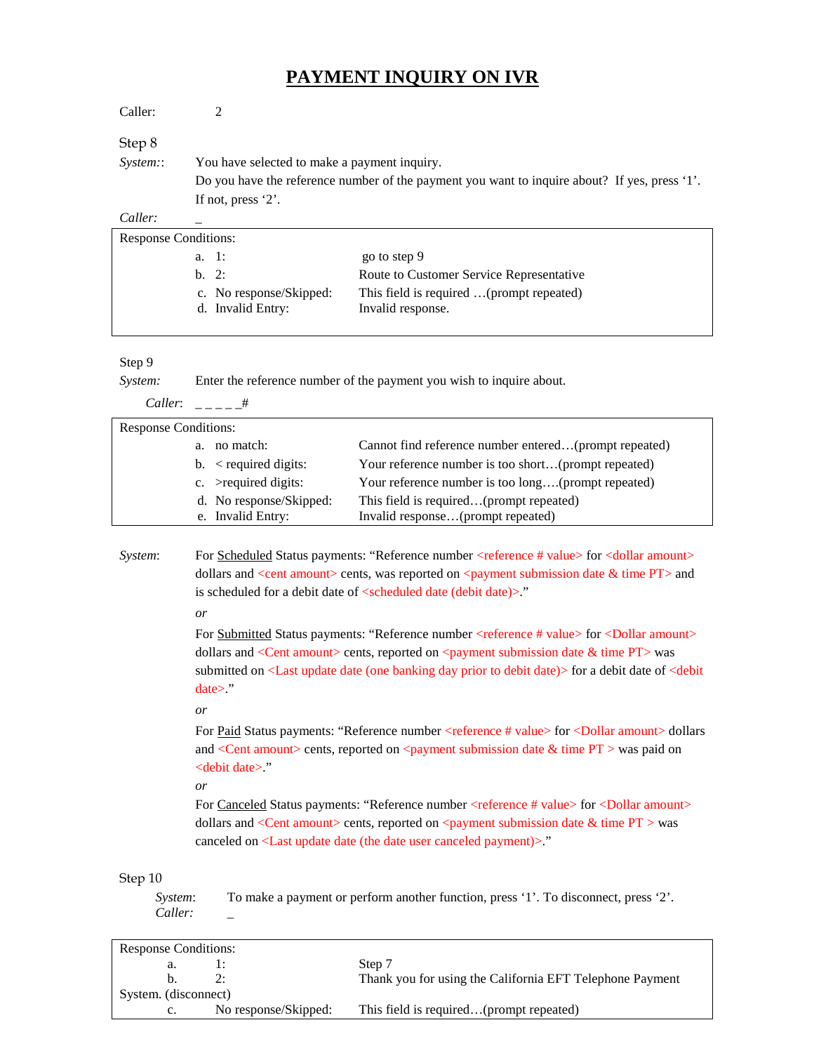# PAYMENT INQUIRY ON IVR

Caller: 2

Step 8

*System:*: You have selected to make a payment inquiry.
Do you have the reference number of the payment you want to inquire about? If yes, press '1'. If not, press '2'.

*Caller:* _

| Response Conditions: | |
|---|---|
| a. 1: | go to step 9 |
| b. 2: | Route to Customer Service Representative |
| c. No response/Skipped: | This field is required …(prompt repeated) |
| d. Invalid Entry: | Invalid response. |

Step 9

*System:* Enter the reference number of the payment you wish to inquire about.

*Caller*: _ _ _ _ _#

| Response Conditions: | |
|---|---|
| a. no match: | Cannot find reference number entered…(prompt repeated) |
| b. < required digits: | Your reference number is too short…(prompt repeated) |
| c. >required digits: | Your reference number is too long….(prompt repeated) |
| d. No response/Skipped: | This field is required…(prompt repeated) |
| e. Invalid Entry: | Invalid response…(prompt repeated) |

*System*: For Scheduled Status payments: "Reference number <reference # value> for <dollar amount> dollars and <cent amount> cents, was reported on <payment submission date & time PT> and is scheduled for a debit date of <scheduled date (debit date)>."

*or*

For Submitted Status payments: "Reference number <reference # value> for <Dollar amount> dollars and <Cent amount> cents, reported on <payment submission date & time PT> was submitted on <Last update date (one banking day prior to debit date)> for a debit date of <debit date>."

*or*

For Paid Status payments: "Reference number <reference # value> for <Dollar amount> dollars and <Cent amount> cents, reported on <payment submission date & time PT > was paid on <debit date>."

*or*

For Canceled Status payments: "Reference number <reference # value> for <Dollar amount> dollars and <Cent amount> cents, reported on <payment submission date & time PT > was canceled on <Last update date (the date user canceled payment)>."

Step 10

*System*: To make a payment or perform another function, press '1'. To disconnect, press '2'.

*Caller:* _

| Response Conditions: | | |
|---|---|---|
| a. | 1: | Step 7 |
| b. | 2: | Thank you for using the California EFT Telephone Payment System. (disconnect) |
| c. | No response/Skipped: | This field is required…(prompt repeated) |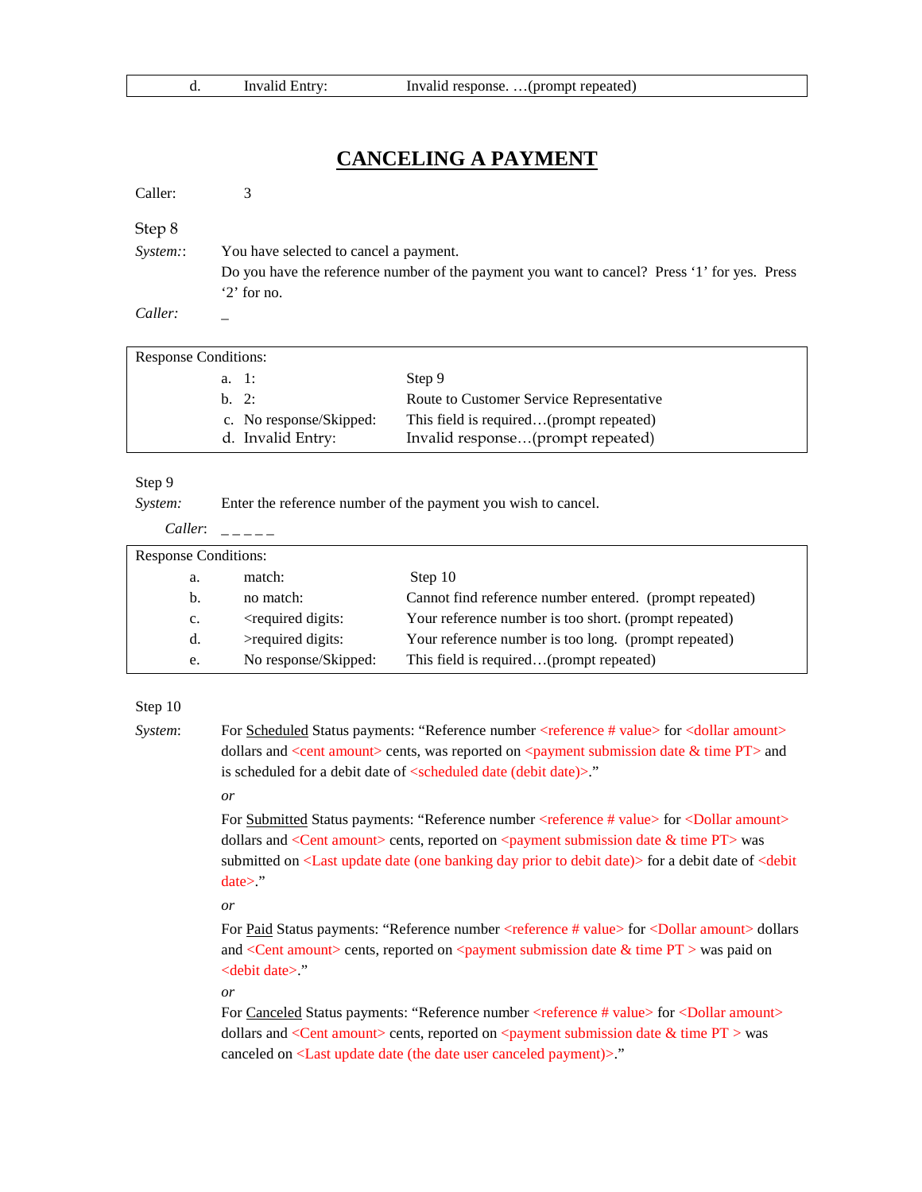| | | |
|---|---|---|
| d. | Invalid Entry: | Invalid response. …(prompt repeated) |

## CANCELING A PAYMENT

Caller: 3

Step 8

*System:*: You have selected to cancel a payment.
Do you have the reference number of the payment you want to cancel? Press '1' for yes. Press '2' for no.

*Caller:* _

| Response Conditions: | | |
|---|---|---|
| a. | 1: | Step 9 |
| b. | 2: | Route to Customer Service Representative |
| c. | No response/Skipped: | This field is required…(prompt repeated) |
| d. | Invalid Entry: | Invalid response…(prompt repeated) |

Step 9

*System:* Enter the reference number of the payment you wish to cancel.

*Caller*: _ _ _ _ _

| Response Conditions: | | |
|---|---|---|
| a. | match: | Step 10 |
| b. | no match: | Cannot find reference number entered. (prompt repeated) |
| c. | <required digits: | Your reference number is too short. (prompt repeated) |
| d. | >required digits: | Your reference number is too long. (prompt repeated) |
| e. | No response/Skipped: | This field is required…(prompt repeated) |

Step 10

*System*: For Scheduled Status payments: "Reference number <reference # value> for <dollar amount> dollars and <cent amount> cents, was reported on <payment submission date & time PT> and is scheduled for a debit date of <scheduled date (debit date)>."

*or*

For Submitted Status payments: "Reference number <reference # value> for <Dollar amount> dollars and <Cent amount> cents, reported on <payment submission date & time PT> was submitted on <Last update date (one banking day prior to debit date)> for a debit date of <debit date>."

*or*

For Paid Status payments: "Reference number <reference # value> for <Dollar amount> dollars and <Cent amount> cents, reported on <payment submission date & time PT > was paid on <debit date>."

*or*

For Canceled Status payments: "Reference number <reference # value> for <Dollar amount> dollars and <Cent amount> cents, reported on <payment submission date & time PT > was canceled on <Last update date (the date user canceled payment)>."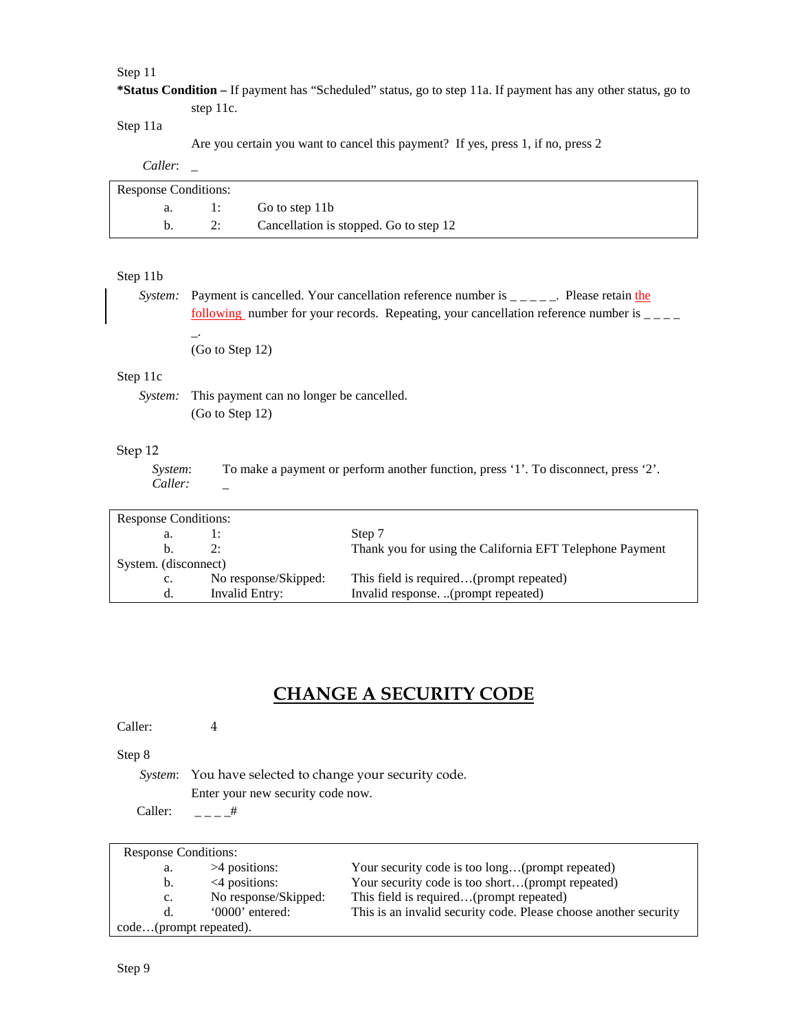Step 11

**\*Status Condition –** If payment has “Scheduled” status, go to step 11a. If payment has any other status, go to step 11c.

Step 11a

Are you certain you want to cancel this payment? If yes, press 1, if no, press 2

*Caller*: _

| Response Conditions: | | |
|---|---|---|
| a. | 1: | Go to step 11b |
| b. | 2: | Cancellation is stopped. Go to step 12 |

Step 11b

*System:* Payment is cancelled. Your cancellation reference number is _ _ _ _ _. Please retain the following number for your records. Repeating, your cancellation reference number is _ _ _ _ _.

(Go to Step 12)

Step 11c

*System:* This payment can no longer be cancelled.

(Go to Step 12)

Step 12

*System*: To make a payment or perform another function, press ‘1’. To disconnect, press ‘2’.

*Caller:* _

| Response Conditions: | | |
|---|---|---|
| a. | 1: | Step 7 |
| b. | 2: | Thank you for using the California EFT Telephone Payment System. (disconnect) |
| c. | No response/Skipped: | This field is required…(prompt repeated) |
| d. | Invalid Entry: | Invalid response. ..(prompt repeated) |

# CHANGE A SECURITY CODE

Caller: 4

Step 8

*System*: You have selected to change your security code.

Enter your new security code now.

Caller: _ _ _ _#

| Response Conditions: | | |
|---|---|---|
| a. | >4 positions: | Your security code is too long…(prompt repeated) |
| b. | <4 positions: | Your security code is too short…(prompt repeated) |
| c. | No response/Skipped: | This field is required…(prompt repeated) |
| d. | ‘0000’ entered: | This is an invalid security code. Please choose another security code…(prompt repeated). |

Step 9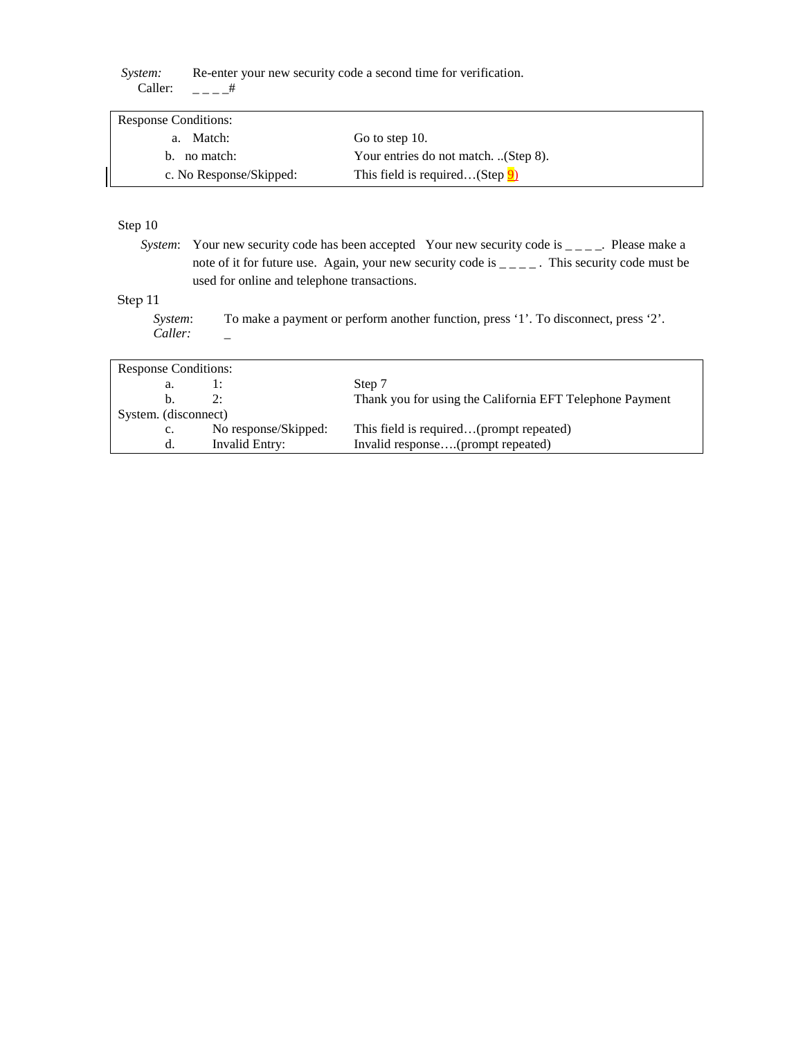*System:* Re-enter your new security code a second time for verification.
Caller: _ _ _ _#

| Response Conditions: | |
|---|---|
| a. Match: | Go to step 10. |
| b. no match: | Your entries do not match. ..(Step 8). |
| c. No Response/Skipped: | This field is required…(Step 9) |

Step 10

*System*: Your new security code has been accepted Your new security code is _ _ _ _. Please make a note of it for future use. Again, your new security code is _ _ _ _ . This security code must be used for online and telephone transactions.

Step 11

*System*: To make a payment or perform another function, press '1'. To disconnect, press '2'.
*Caller:* _

| Response Conditions: | | |
|---|---|---|
| a. | 1: | Step 7 |
| b. | 2: | Thank you for using the California EFT Telephone Payment System. (disconnect) |
| c. | No response/Skipped: | This field is required…(prompt repeated) |
| d. | Invalid Entry: | Invalid response….(prompt repeated) |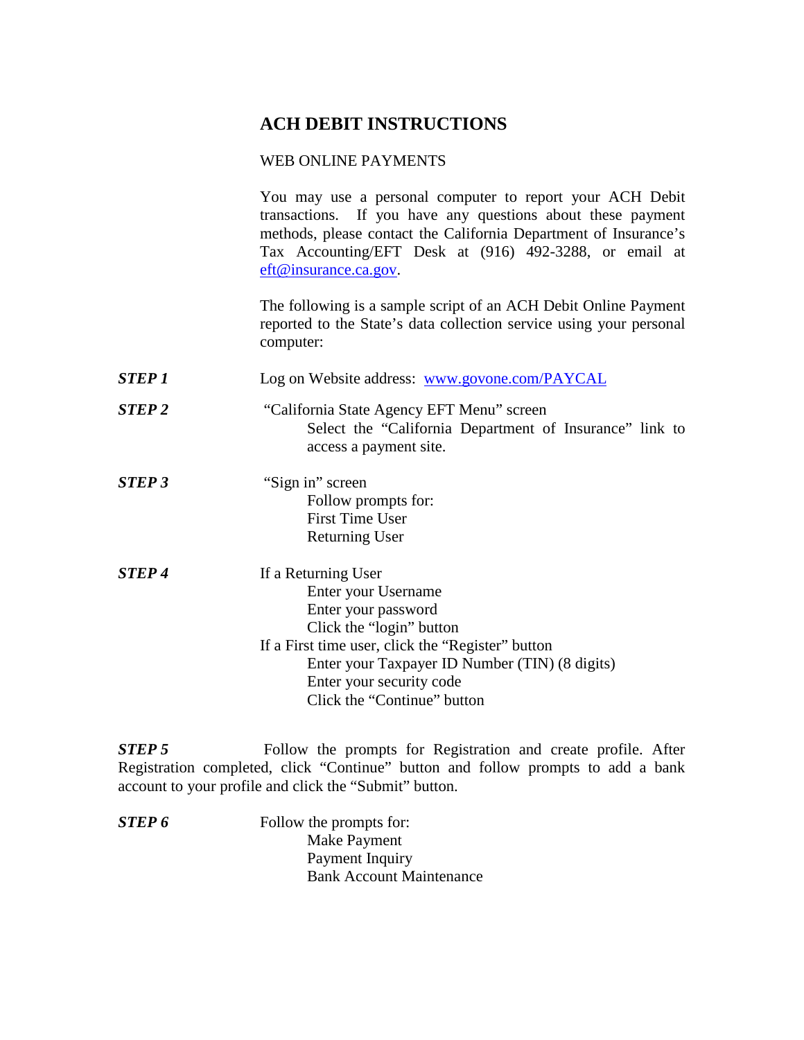## ACH DEBIT INSTRUCTIONS

WEB ONLINE PAYMENTS

You may use a personal computer to report your ACH Debit transactions. If you have any questions about these payment methods, please contact the California Department of Insurance's Tax Accounting/EFT Desk at (916) 492-3288, or email at eft@insurance.ca.gov.

The following is a sample script of an ACH Debit Online Payment reported to the State's data collection service using your personal computer:

***STEP 1*** Log on Website address: www.govone.com/PAYCAL

***STEP 2*** "California State Agency EFT Menu" screen
- Select the "California Department of Insurance" link to access a payment site.

***STEP 3*** "Sign in" screen
- Follow prompts for:
- First Time User
- Returning User

***STEP 4*** If a Returning User
- Enter your Username
- Enter your password
- Click the "login" button

If a First time user, click the "Register" button
- Enter your Taxpayer ID Number (TIN) (8 digits)
- Enter your security code
- Click the "Continue" button

***STEP 5*** Follow the prompts for Registration and create profile. After Registration completed, click "Continue" button and follow prompts to add a bank account to your profile and click the "Submit" button.

***STEP 6*** Follow the prompts for:
- Make Payment
- Payment Inquiry
- Bank Account Maintenance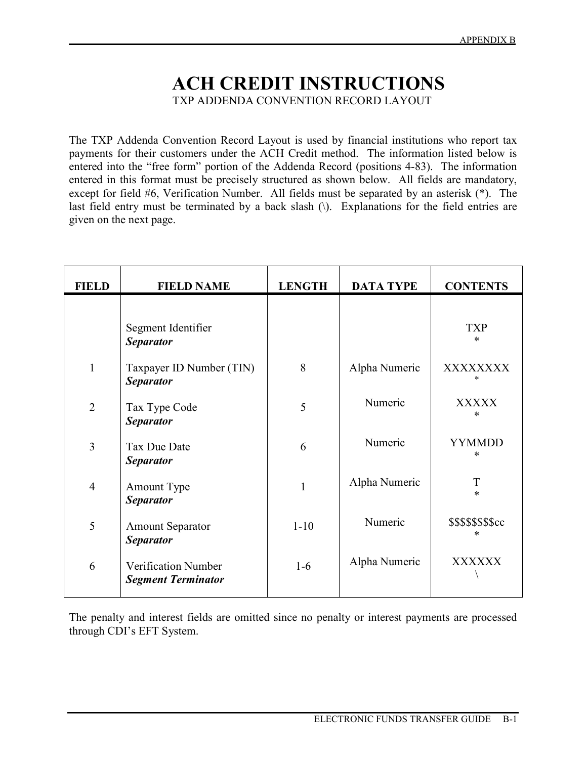# ACH CREDIT INSTRUCTIONS

TXP ADDENDA CONVENTION RECORD LAYOUT

The TXP Addenda Convention Record Layout is used by financial institutions who report tax payments for their customers under the ACH Credit method. The information listed below is entered into the "free form" portion of the Addenda Record (positions 4-83). The information entered in this format must be precisely structured as shown below. All fields are mandatory, except for field #6, Verification Number. All fields must be separated by an asterisk (*). The last field entry must be terminated by a back slash (\). Explanations for the field entries are given on the next page.

| FIELD | FIELD NAME | LENGTH | DATA TYPE | CONTENTS |
|---|---|---|---|---|
| | Segment Identifier<br>***Separator*** | | | TXP<br>* |
| 1 | Taxpayer ID Number (TIN)<br>***Separator*** | 8 | Alpha Numeric | XXXXXXXX<br>* |
| 2 | Tax Type Code<br>***Separator*** | 5 | Numeric | XXXXX<br>* |
| 3 | Tax Due Date<br>***Separator*** | 6 | Numeric | YYMMDD<br>* |
| 4 | Amount Type<br>***Separator*** | 1 | Alpha Numeric | T<br>* |
| 5 | Amount Separator<br>***Separator*** | 1-10 | Numeric | $$$$$$$$cc<br>* |
| 6 | Verification Number<br>***Segment Terminator*** | 1-6 | Alpha Numeric | XXXXXX<br>\ |

The penalty and interest fields are omitted since no penalty or interest payments are processed through CDI's EFT System.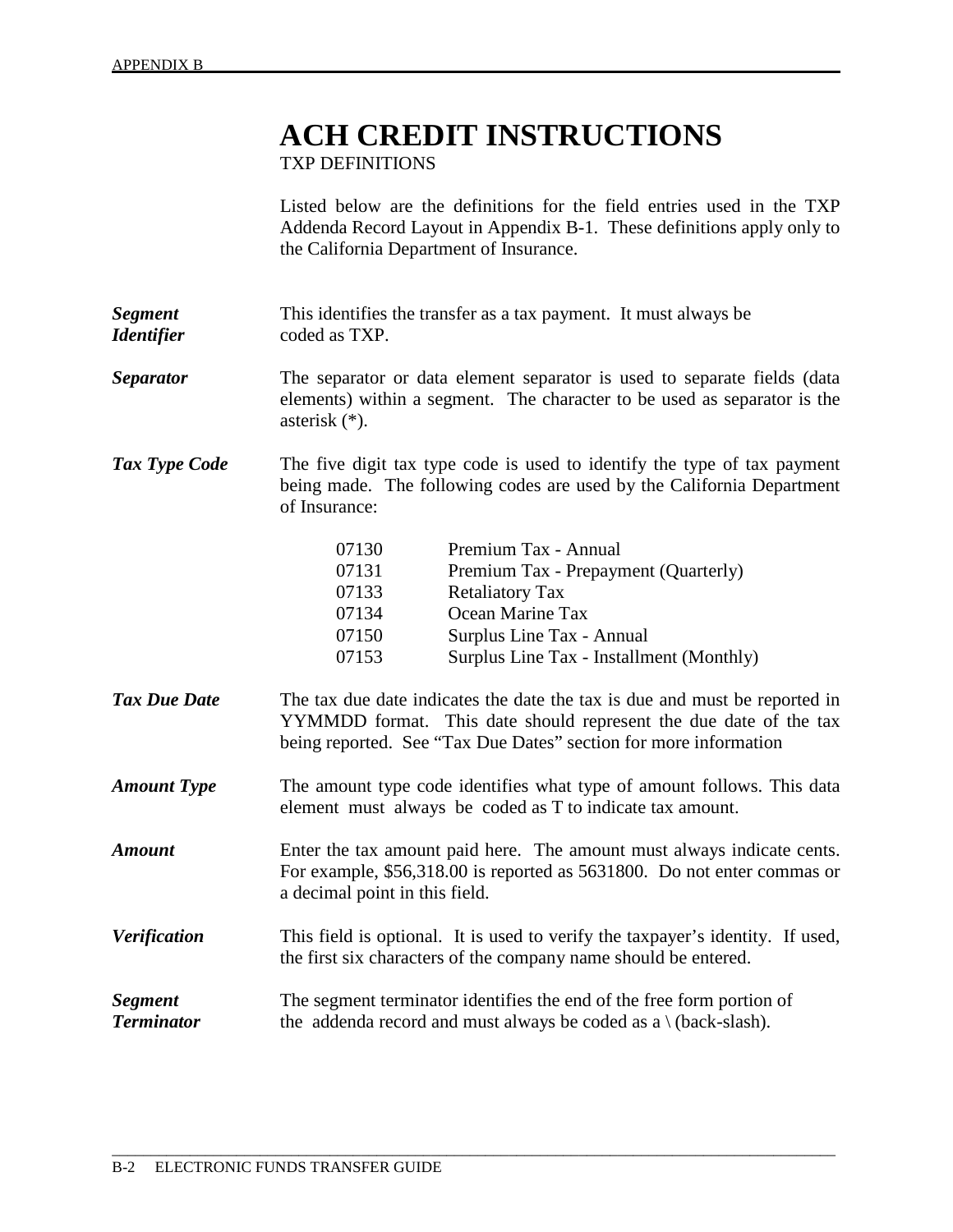# ACH CREDIT INSTRUCTIONS

TXP DEFINITIONS

Listed below are the definitions for the field entries used in the TXP Addenda Record Layout in Appendix B-1. These definitions apply only to the California Department of Insurance.

***Segment Identifier*** This identifies the transfer as a tax payment. It must always be coded as TXP.

***Separator*** The separator or data element separator is used to separate fields (data elements) within a segment. The character to be used as separator is the asterisk (*).

***Tax Type Code*** The five digit tax type code is used to identify the type of tax payment being made. The following codes are used by the California Department of Insurance:

| | |
|---|---|
| 07130 | Premium Tax - Annual |
| 07131 | Premium Tax - Prepayment (Quarterly) |
| 07133 | Retaliatory Tax |
| 07134 | Ocean Marine Tax |
| 07150 | Surplus Line Tax - Annual |
| 07153 | Surplus Line Tax - Installment (Monthly) |

***Tax Due Date*** The tax due date indicates the date the tax is due and must be reported in YYMMDD format. This date should represent the due date of the tax being reported. See "Tax Due Dates" section for more information

***Amount Type*** The amount type code identifies what type of amount follows. This data element must always be coded as T to indicate tax amount.

***Amount*** Enter the tax amount paid here. The amount must always indicate cents. For example, $56,318.00 is reported as 5631800. Do not enter commas or a decimal point in this field.

***Verification*** This field is optional. It is used to verify the taxpayer's identity. If used, the first six characters of the company name should be entered.

***Segment Terminator*** The segment terminator identifies the end of the free form portion of the addenda record and must always be coded as a \ (back-slash).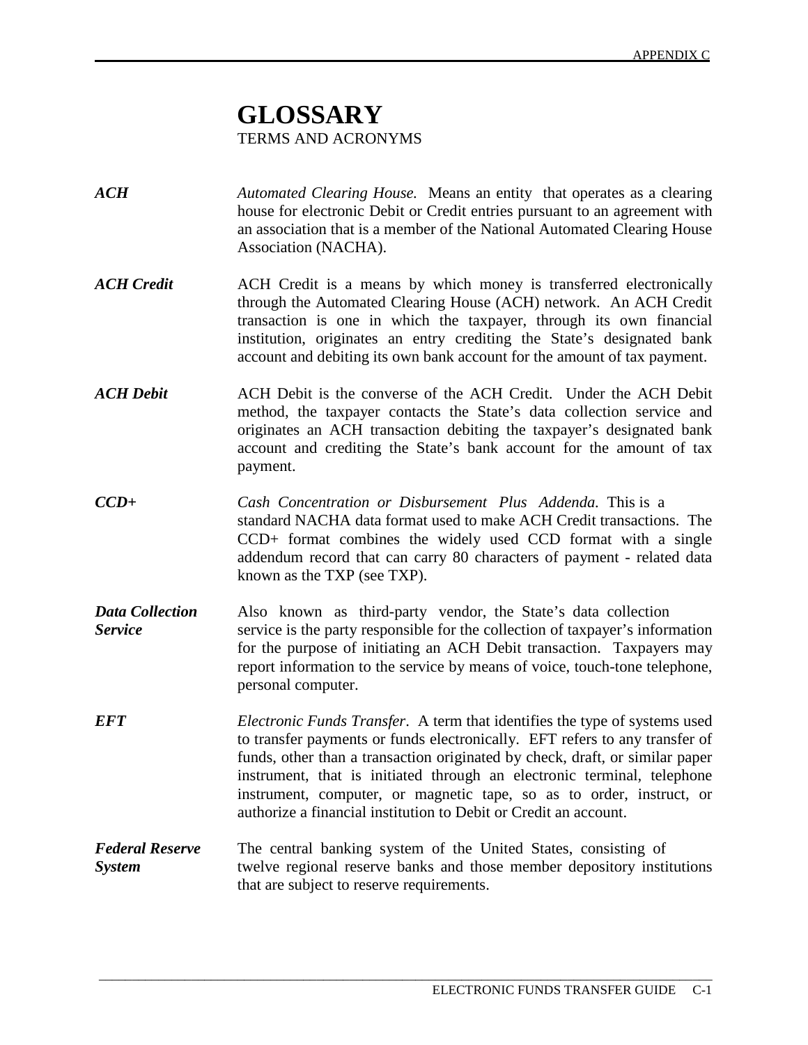# GLOSSARY

TERMS AND ACRONYMS

***ACH*** — *Automated Clearing House.* Means an entity that operates as a clearing house for electronic Debit or Credit entries pursuant to an agreement with an association that is a member of the National Automated Clearing House Association (NACHA).

***ACH Credit*** — ACH Credit is a means by which money is transferred electronically through the Automated Clearing House (ACH) network. An ACH Credit transaction is one in which the taxpayer, through its own financial institution, originates an entry crediting the State's designated bank account and debiting its own bank account for the amount of tax payment.

***ACH Debit*** — ACH Debit is the converse of the ACH Credit. Under the ACH Debit method, the taxpayer contacts the State's data collection service and originates an ACH transaction debiting the taxpayer's designated bank account and crediting the State's bank account for the amount of tax payment.

***CCD+*** — *Cash Concentration or Disbursement Plus Addenda.* This is a standard NACHA data format used to make ACH Credit transactions. The CCD+ format combines the widely used CCD format with a single addendum record that can carry 80 characters of payment - related data known as the TXP (see TXP).

***Data Collection Service*** — Also known as third-party vendor, the State's data collection service is the party responsible for the collection of taxpayer's information for the purpose of initiating an ACH Debit transaction. Taxpayers may report information to the service by means of voice, touch-tone telephone, personal computer.

***EFT*** — *Electronic Funds Transfer*. A term that identifies the type of systems used to transfer payments or funds electronically. EFT refers to any transfer of funds, other than a transaction originated by check, draft, or similar paper instrument, that is initiated through an electronic terminal, telephone instrument, computer, or magnetic tape, so as to order, instruct, or authorize a financial institution to Debit or Credit an account.

***Federal Reserve System*** — The central banking system of the United States, consisting of twelve regional reserve banks and those member depository institutions that are subject to reserve requirements.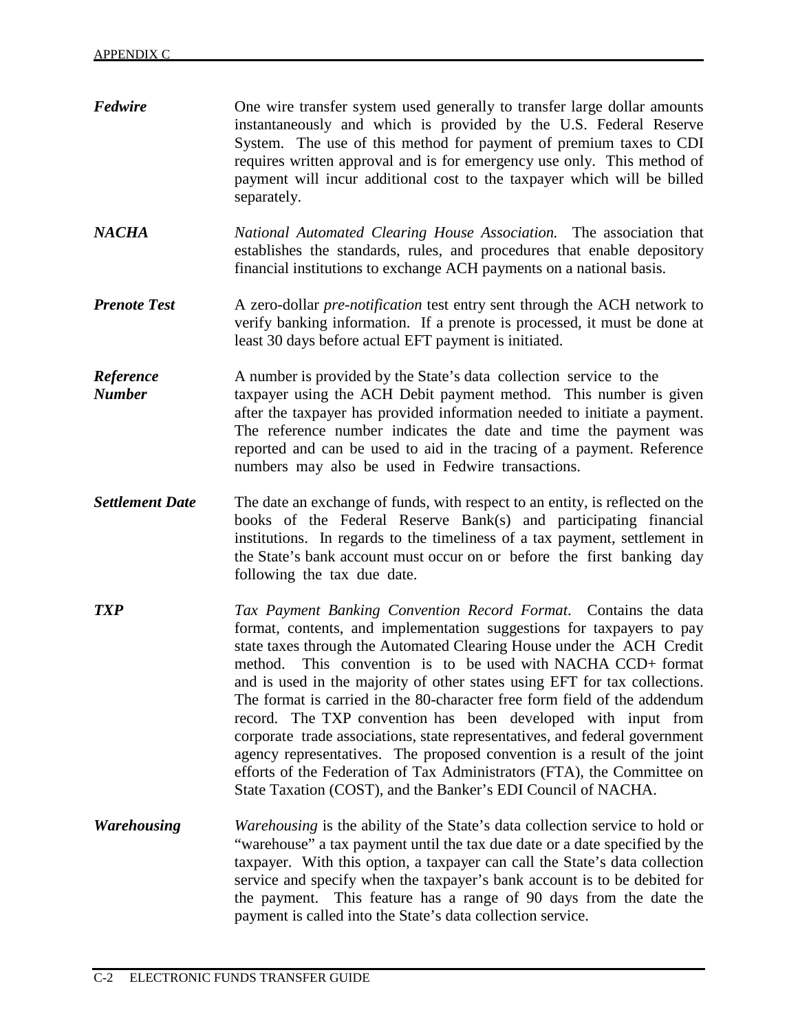***Fedwire*** One wire transfer system used generally to transfer large dollar amounts instantaneously and which is provided by the U.S. Federal Reserve System. The use of this method for payment of premium taxes to CDI requires written approval and is for emergency use only. This method of payment will incur additional cost to the taxpayer which will be billed separately.

***NACHA*** *National Automated Clearing House Association.* The association that establishes the standards, rules, and procedures that enable depository financial institutions to exchange ACH payments on a national basis.

***Prenote Test*** A zero-dollar *pre-notification* test entry sent through the ACH network to verify banking information. If a prenote is processed, it must be done at least 30 days before actual EFT payment is initiated.

***Reference Number*** A number is provided by the State's data collection service to the taxpayer using the ACH Debit payment method. This number is given after the taxpayer has provided information needed to initiate a payment. The reference number indicates the date and time the payment was reported and can be used to aid in the tracing of a payment. Reference numbers may also be used in Fedwire transactions.

***Settlement Date*** The date an exchange of funds, with respect to an entity, is reflected on the books of the Federal Reserve Bank(s) and participating financial institutions. In regards to the timeliness of a tax payment, settlement in the State's bank account must occur on or before the first banking day following the tax due date.

***TXP*** *Tax Payment Banking Convention Record Format*. Contains the data format, contents, and implementation suggestions for taxpayers to pay state taxes through the Automated Clearing House under the ACH Credit method. This convention is to be used with NACHA CCD+ format and is used in the majority of other states using EFT for tax collections. The format is carried in the 80-character free form field of the addendum record. The TXP convention has been developed with input from corporate trade associations, state representatives, and federal government agency representatives. The proposed convention is a result of the joint efforts of the Federation of Tax Administrators (FTA), the Committee on State Taxation (COST), and the Banker's EDI Council of NACHA.

***Warehousing*** *Warehousing* is the ability of the State's data collection service to hold or "warehouse" a tax payment until the tax due date or a date specified by the taxpayer. With this option, a taxpayer can call the State's data collection service and specify when the taxpayer's bank account is to be debited for the payment. This feature has a range of 90 days from the date the payment is called into the State's data collection service.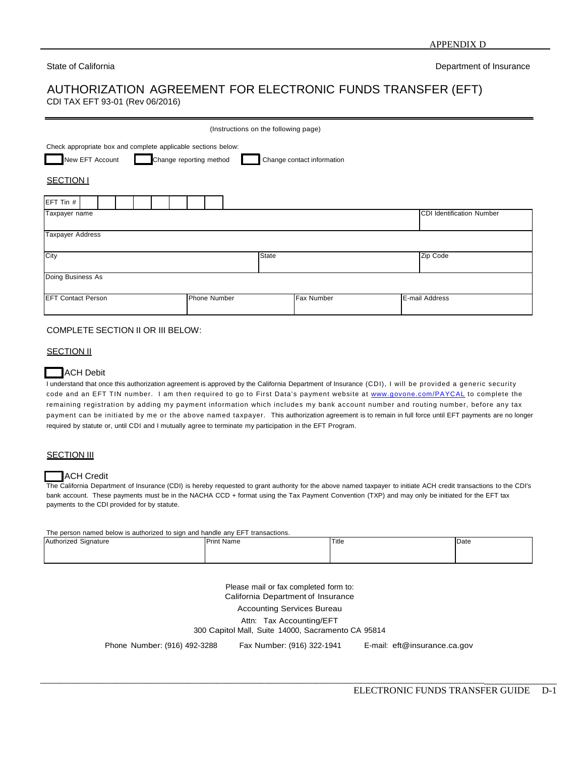APPENDIX D

State of California | Department of Insurance

# AUTHORIZATION AGREEMENT FOR ELECTRONIC FUNDS TRANSFER (EFT)

CDI TAX EFT 93-01 (Rev 06/2016)

(Instructions on the following page)

Check appropriate box and complete applicable sections below:

☐ New EFT Account ☐ Change reporting method ☐ Change contact information

## SECTION I

| EFT Tin # | | | | | | | | | |
|---|---|---|---|---|---|---|---|---|---|

| Taxpayer name | | | CDI Identification Number |
|---|---|---|---|
| Taxpayer Address | | | |
| City | | State | Zip Code |
| Doing Business As | | | |

| EFT Contact Person | Phone Number | Fax Number | E-mail Address |
|---|---|---|---|
| | | | |

COMPLETE SECTION II OR III BELOW:

## SECTION II

☐ ACH Debit

I understand that once this authorization agreement is approved by the California Department of Insurance (CDI), I will be provided a generic security code and an EFT TIN number. I am then required to go to First Data's payment website at www.govone.com/PAYCAL to complete the remaining registration by adding my payment information which includes my bank account number and routing number, before any tax payment can be initiated by me or the above named taxpayer. This authorization agreement is to remain in full force until EFT payments are no longer required by statute or, until CDI and I mutually agree to terminate my participation in the EFT Program.

## SECTION III

☐ ACH Credit

The California Department of Insurance (CDI) is hereby requested to grant authority for the above named taxpayer to initiate ACH credit transactions to the CDI's bank account. These payments must be in the NACHA CCD + format using the Tax Payment Convention (TXP) and may only be initiated for the EFT tax payments to the CDI provided for by statute.

The person named below is authorized to sign and handle any EFT transactions.

| Authorized Signature | Print Name | Title | Date |
|---|---|---|---|
| | | | |

Please mail or fax completed form to:
California Department of Insurance
Accounting Services Bureau
Attn: Tax Accounting/EFT
300 Capitol Mall, Suite 14000, Sacramento CA 95814

Phone Number: (916) 492-3288 Fax Number: (916) 322-1941 E-mail: eft@insurance.ca.gov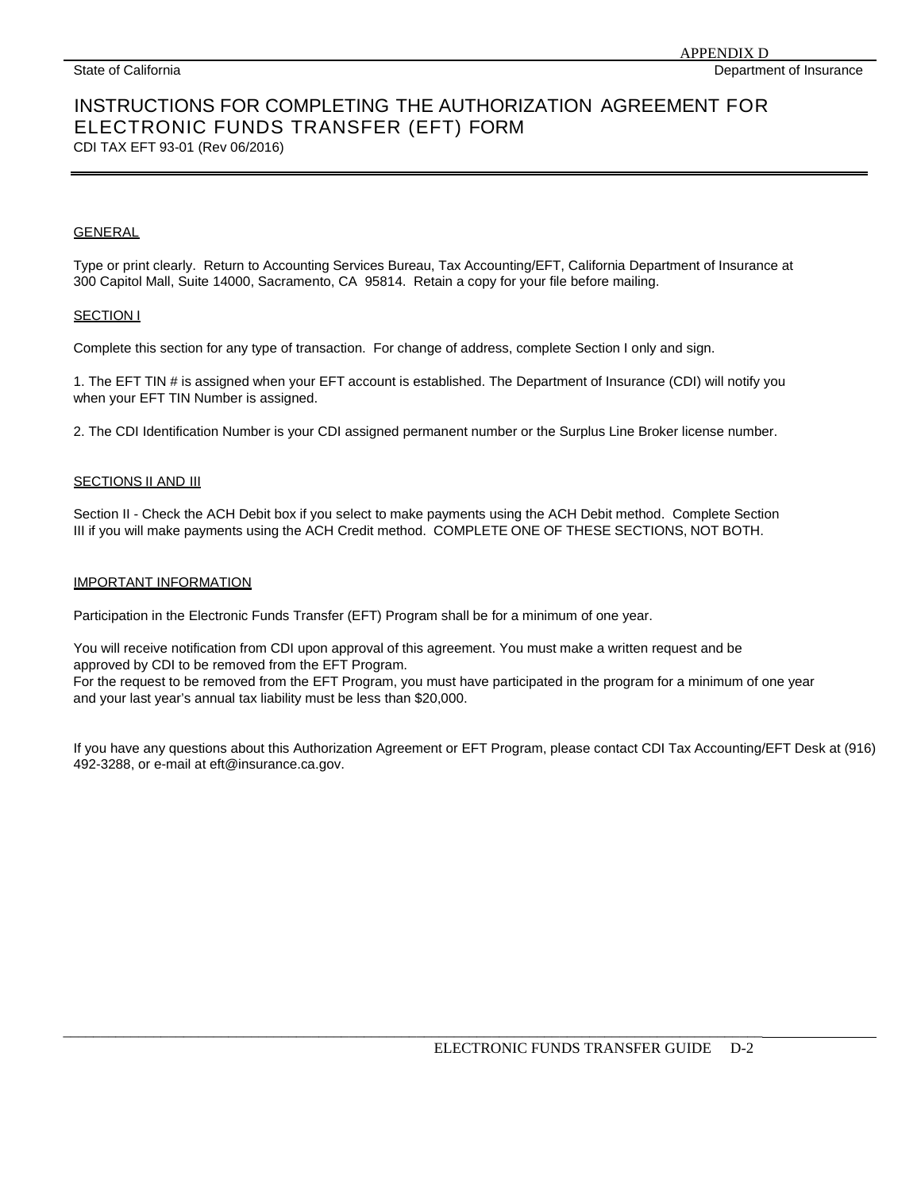# INSTRUCTIONS FOR COMPLETING THE AUTHORIZATION AGREEMENT FOR ELECTRONIC FUNDS TRANSFER (EFT) FORM

CDI TAX EFT 93-01 (Rev 06/2016)

## GENERAL

Type or print clearly. Return to Accounting Services Bureau, Tax Accounting/EFT, California Department of Insurance at 300 Capitol Mall, Suite 14000, Sacramento, CA 95814. Retain a copy for your file before mailing.

## SECTION I

Complete this section for any type of transaction. For change of address, complete Section I only and sign.

1. The EFT TIN # is assigned when your EFT account is established. The Department of Insurance (CDI) will notify you when your EFT TIN Number is assigned.

2. The CDI Identification Number is your CDI assigned permanent number or the Surplus Line Broker license number.

## SECTIONS II AND III

Section II - Check the ACH Debit box if you select to make payments using the ACH Debit method. Complete Section III if you will make payments using the ACH Credit method. COMPLETE ONE OF THESE SECTIONS, NOT BOTH.

## IMPORTANT INFORMATION

Participation in the Electronic Funds Transfer (EFT) Program shall be for a minimum of one year.

You will receive notification from CDI upon approval of this agreement. You must make a written request and be approved by CDI to be removed from the EFT Program.
For the request to be removed from the EFT Program, you must have participated in the program for a minimum of one year and your last year's annual tax liability must be less than $20,000.

If you have any questions about this Authorization Agreement or EFT Program, please contact CDI Tax Accounting/EFT Desk at (916) 492-3288, or e-mail at eft@insurance.ca.gov.